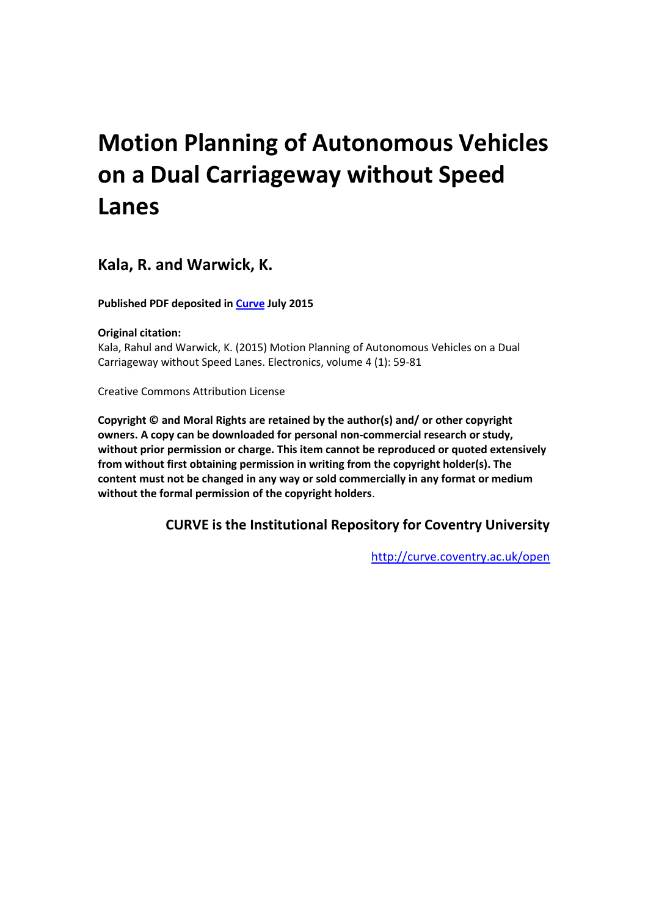# Motion Planning of Autonomous Vehicles on a Dual Carriageway without Speed Lanes

## Kala, R. and Warwick, K.

**Published PDF deposited in [Curve](http://curve.coventry.ac.uk/open) July 2015**

**Original citation:**
Kala, Rahul and Warwick, K. (2015) Motion Planning of Autonomous Vehicles on a Dual Carriageway without Speed Lanes. Electronics, volume 4 (1): 59-81

Creative Commons Attribution License

**Copyright © and Moral Rights are retained by the author(s) and/ or other copyright owners. A copy can be downloaded for personal non-commercial research or study, without prior permission or charge. This item cannot be reproduced or quoted extensively from without first obtaining permission in writing from the copyright holder(s). The content must not be changed in any way or sold commercially in any format or medium without the formal permission of the copyright holders**.

**CURVE is the Institutional Repository for Coventry University**

http://curve.coventry.ac.uk/open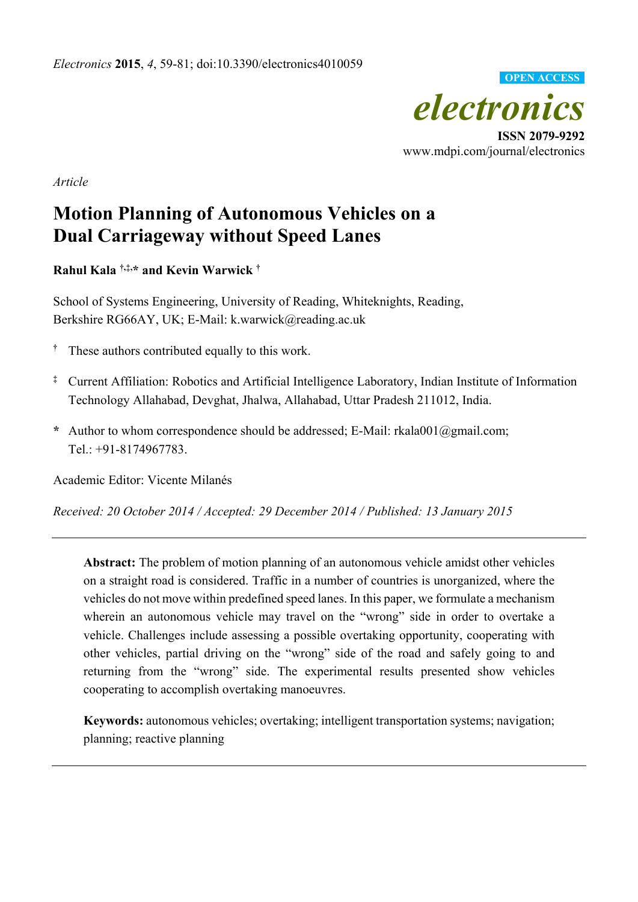*Article*

# Motion Planning of Autonomous Vehicles on a Dual Carriageway without Speed Lanes

**Rahul Kala** [†,‡,*] **and Kevin Warwick** [†]

School of Systems Engineering, University of Reading, Whiteknights, Reading, Berkshire RG66AY, UK; E-Mail: k.warwick@reading.ac.uk

[†] These authors contributed equally to this work.

[‡] Current Affiliation: Robotics and Artificial Intelligence Laboratory, Indian Institute of Information Technology Allahabad, Devghat, Jhalwa, Allahabad, Uttar Pradesh 211012, India.

[*] Author to whom correspondence should be addressed; E-Mail: rkala001@gmail.com; Tel.: +91-8174967783.

Academic Editor: Vicente Milanés

*Received: 20 October 2014 / Accepted: 29 December 2014 / Published: 13 January 2015*

---

**Abstract:** The problem of motion planning of an autonomous vehicle amidst other vehicles on a straight road is considered. Traffic in a number of countries is unorganized, where the vehicles do not move within predefined speed lanes. In this paper, we formulate a mechanism wherein an autonomous vehicle may travel on the "wrong" side in order to overtake a vehicle. Challenges include assessing a possible overtaking opportunity, cooperating with other vehicles, partial driving on the "wrong" side of the road and safely going to and returning from the "wrong" side. The experimental results presented show vehicles cooperating to accomplish overtaking manoeuvres.

**Keywords:** autonomous vehicles; overtaking; intelligent transportation systems; navigation; planning; reactive planning

---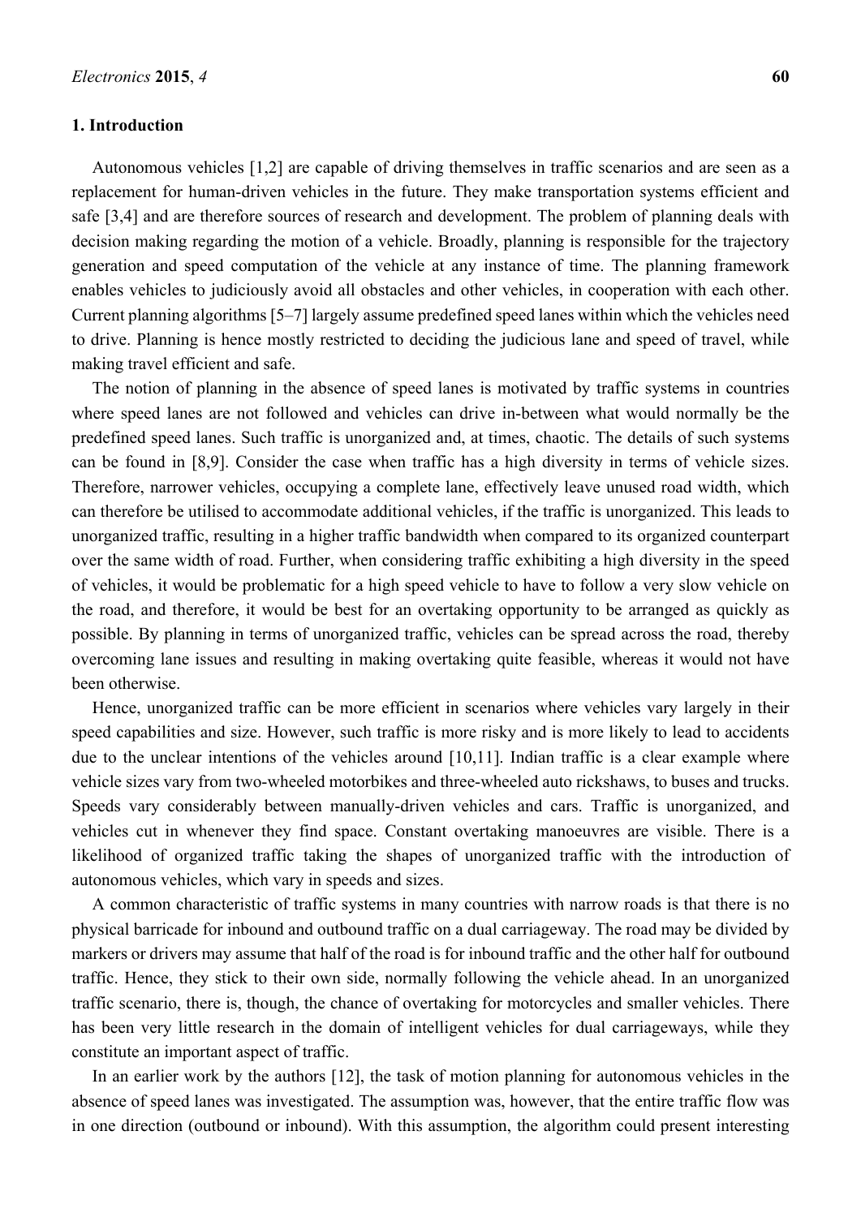## 1. Introduction

Autonomous vehicles [1,2] are capable of driving themselves in traffic scenarios and are seen as a replacement for human-driven vehicles in the future. They make transportation systems efficient and safe [3,4] and are therefore sources of research and development. The problem of planning deals with decision making regarding the motion of a vehicle. Broadly, planning is responsible for the trajectory generation and speed computation of the vehicle at any instance of time. The planning framework enables vehicles to judiciously avoid all obstacles and other vehicles, in cooperation with each other. Current planning algorithms [5–7] largely assume predefined speed lanes within which the vehicles need to drive. Planning is hence mostly restricted to deciding the judicious lane and speed of travel, while making travel efficient and safe.

The notion of planning in the absence of speed lanes is motivated by traffic systems in countries where speed lanes are not followed and vehicles can drive in-between what would normally be the predefined speed lanes. Such traffic is unorganized and, at times, chaotic. The details of such systems can be found in [8,9]. Consider the case when traffic has a high diversity in terms of vehicle sizes. Therefore, narrower vehicles, occupying a complete lane, effectively leave unused road width, which can therefore be utilised to accommodate additional vehicles, if the traffic is unorganized. This leads to unorganized traffic, resulting in a higher traffic bandwidth when compared to its organized counterpart over the same width of road. Further, when considering traffic exhibiting a high diversity in the speed of vehicles, it would be problematic for a high speed vehicle to have to follow a very slow vehicle on the road, and therefore, it would be best for an overtaking opportunity to be arranged as quickly as possible. By planning in terms of unorganized traffic, vehicles can be spread across the road, thereby overcoming lane issues and resulting in making overtaking quite feasible, whereas it would not have been otherwise.

Hence, unorganized traffic can be more efficient in scenarios where vehicles vary largely in their speed capabilities and size. However, such traffic is more risky and is more likely to lead to accidents due to the unclear intentions of the vehicles around [10,11]. Indian traffic is a clear example where vehicle sizes vary from two-wheeled motorbikes and three-wheeled auto rickshaws, to buses and trucks. Speeds vary considerably between manually-driven vehicles and cars. Traffic is unorganized, and vehicles cut in whenever they find space. Constant overtaking manoeuvres are visible. There is a likelihood of organized traffic taking the shapes of unorganized traffic with the introduction of autonomous vehicles, which vary in speeds and sizes.

A common characteristic of traffic systems in many countries with narrow roads is that there is no physical barricade for inbound and outbound traffic on a dual carriageway. The road may be divided by markers or drivers may assume that half of the road is for inbound traffic and the other half for outbound traffic. Hence, they stick to their own side, normally following the vehicle ahead. In an unorganized traffic scenario, there is, though, the chance of overtaking for motorcycles and smaller vehicles. There has been very little research in the domain of intelligent vehicles for dual carriageways, while they constitute an important aspect of traffic.

In an earlier work by the authors [12], the task of motion planning for autonomous vehicles in the absence of speed lanes was investigated. The assumption was, however, that the entire traffic flow was in one direction (outbound or inbound). With this assumption, the algorithm could present interesting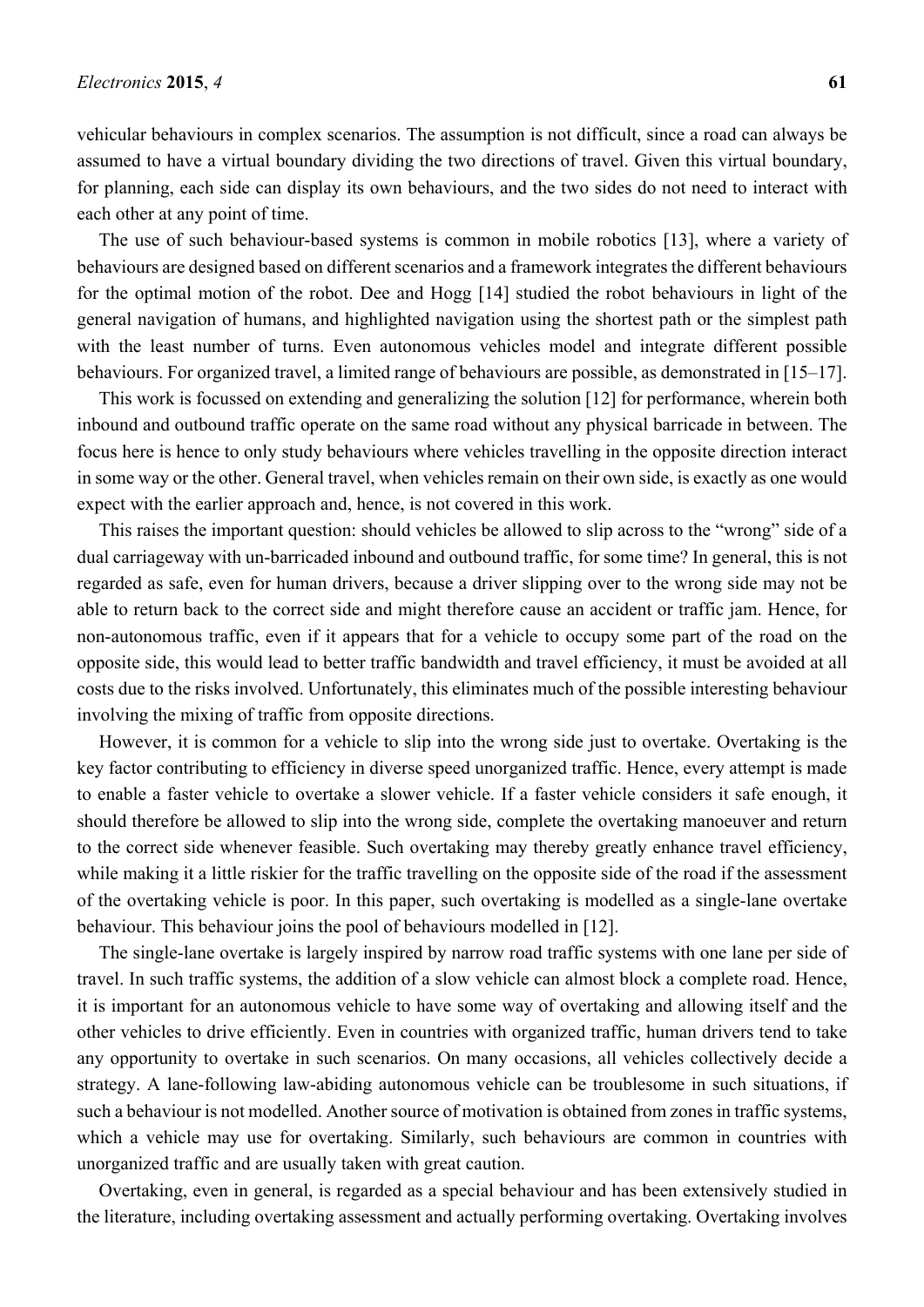vehicular behaviours in complex scenarios. The assumption is not difficult, since a road can always be assumed to have a virtual boundary dividing the two directions of travel. Given this virtual boundary, for planning, each side can display its own behaviours, and the two sides do not need to interact with each other at any point of time.

The use of such behaviour-based systems is common in mobile robotics [13], where a variety of behaviours are designed based on different scenarios and a framework integrates the different behaviours for the optimal motion of the robot. Dee and Hogg [14] studied the robot behaviours in light of the general navigation of humans, and highlighted navigation using the shortest path or the simplest path with the least number of turns. Even autonomous vehicles model and integrate different possible behaviours. For organized travel, a limited range of behaviours are possible, as demonstrated in [15–17].

This work is focussed on extending and generalizing the solution [12] for performance, wherein both inbound and outbound traffic operate on the same road without any physical barricade in between. The focus here is hence to only study behaviours where vehicles travelling in the opposite direction interact in some way or the other. General travel, when vehicles remain on their own side, is exactly as one would expect with the earlier approach and, hence, is not covered in this work.

This raises the important question: should vehicles be allowed to slip across to the "wrong" side of a dual carriageway with un-barricaded inbound and outbound traffic, for some time? In general, this is not regarded as safe, even for human drivers, because a driver slipping over to the wrong side may not be able to return back to the correct side and might therefore cause an accident or traffic jam. Hence, for non-autonomous traffic, even if it appears that for a vehicle to occupy some part of the road on the opposite side, this would lead to better traffic bandwidth and travel efficiency, it must be avoided at all costs due to the risks involved. Unfortunately, this eliminates much of the possible interesting behaviour involving the mixing of traffic from opposite directions.

However, it is common for a vehicle to slip into the wrong side just to overtake. Overtaking is the key factor contributing to efficiency in diverse speed unorganized traffic. Hence, every attempt is made to enable a faster vehicle to overtake a slower vehicle. If a faster vehicle considers it safe enough, it should therefore be allowed to slip into the wrong side, complete the overtaking manoeuver and return to the correct side whenever feasible. Such overtaking may thereby greatly enhance travel efficiency, while making it a little riskier for the traffic travelling on the opposite side of the road if the assessment of the overtaking vehicle is poor. In this paper, such overtaking is modelled as a single-lane overtake behaviour. This behaviour joins the pool of behaviours modelled in [12].

The single-lane overtake is largely inspired by narrow road traffic systems with one lane per side of travel. In such traffic systems, the addition of a slow vehicle can almost block a complete road. Hence, it is important for an autonomous vehicle to have some way of overtaking and allowing itself and the other vehicles to drive efficiently. Even in countries with organized traffic, human drivers tend to take any opportunity to overtake in such scenarios. On many occasions, all vehicles collectively decide a strategy. A lane-following law-abiding autonomous vehicle can be troublesome in such situations, if such a behaviour is not modelled. Another source of motivation is obtained from zones in traffic systems, which a vehicle may use for overtaking. Similarly, such behaviours are common in countries with unorganized traffic and are usually taken with great caution.

Overtaking, even in general, is regarded as a special behaviour and has been extensively studied in the literature, including overtaking assessment and actually performing overtaking. Overtaking involves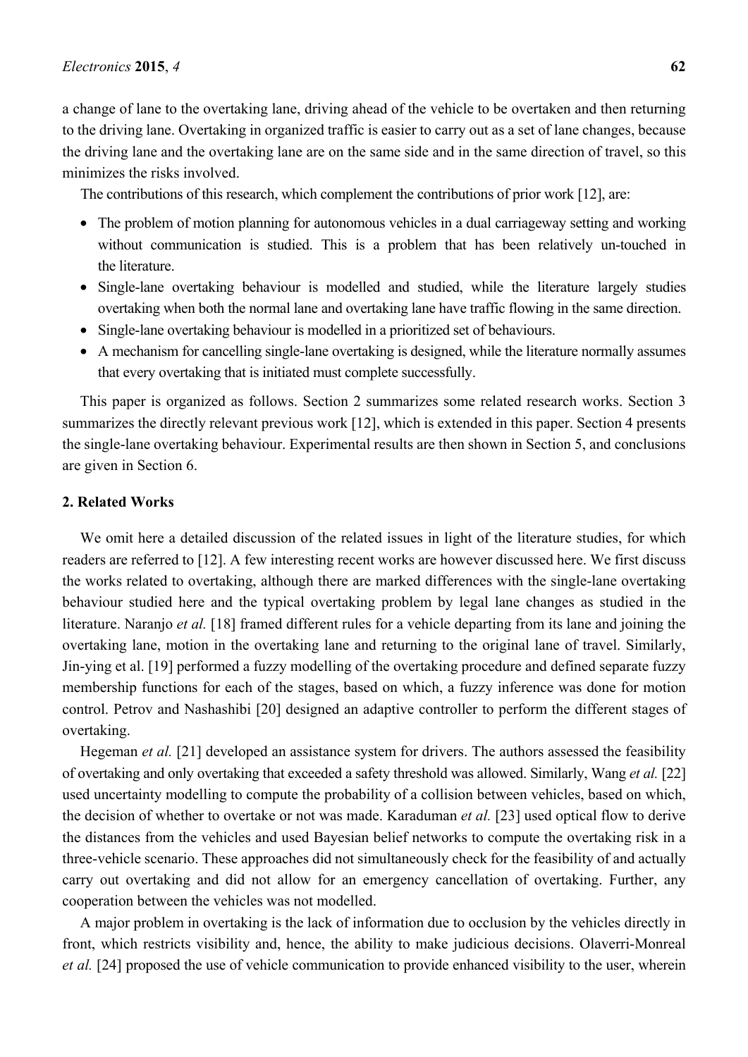a change of lane to the overtaking lane, driving ahead of the vehicle to be overtaken and then returning to the driving lane. Overtaking in organized traffic is easier to carry out as a set of lane changes, because the driving lane and the overtaking lane are on the same side and in the same direction of travel, so this minimizes the risks involved.

The contributions of this research, which complement the contributions of prior work [12], are:

- The problem of motion planning for autonomous vehicles in a dual carriageway setting and working without communication is studied. This is a problem that has been relatively un-touched in the literature.
- Single-lane overtaking behaviour is modelled and studied, while the literature largely studies overtaking when both the normal lane and overtaking lane have traffic flowing in the same direction.
- Single-lane overtaking behaviour is modelled in a prioritized set of behaviours.
- A mechanism for cancelling single-lane overtaking is designed, while the literature normally assumes that every overtaking that is initiated must complete successfully.

This paper is organized as follows. Section 2 summarizes some related research works. Section 3 summarizes the directly relevant previous work [12], which is extended in this paper. Section 4 presents the single-lane overtaking behaviour. Experimental results are then shown in Section 5, and conclusions are given in Section 6.

## 2. Related Works

We omit here a detailed discussion of the related issues in light of the literature studies, for which readers are referred to [12]. A few interesting recent works are however discussed here. We first discuss the works related to overtaking, although there are marked differences with the single-lane overtaking behaviour studied here and the typical overtaking problem by legal lane changes as studied in the literature. Naranjo *et al.* [18] framed different rules for a vehicle departing from its lane and joining the overtaking lane, motion in the overtaking lane and returning to the original lane of travel. Similarly, Jin-ying et al. [19] performed a fuzzy modelling of the overtaking procedure and defined separate fuzzy membership functions for each of the stages, based on which, a fuzzy inference was done for motion control. Petrov and Nashashibi [20] designed an adaptive controller to perform the different stages of overtaking.

Hegeman *et al.* [21] developed an assistance system for drivers. The authors assessed the feasibility of overtaking and only overtaking that exceeded a safety threshold was allowed. Similarly, Wang *et al.* [22] used uncertainty modelling to compute the probability of a collision between vehicles, based on which, the decision of whether to overtake or not was made. Karaduman *et al.* [23] used optical flow to derive the distances from the vehicles and used Bayesian belief networks to compute the overtaking risk in a three-vehicle scenario. These approaches did not simultaneously check for the feasibility of and actually carry out overtaking and did not allow for an emergency cancellation of overtaking. Further, any cooperation between the vehicles was not modelled.

A major problem in overtaking is the lack of information due to occlusion by the vehicles directly in front, which restricts visibility and, hence, the ability to make judicious decisions. Olaverri-Monreal *et al.* [24] proposed the use of vehicle communication to provide enhanced visibility to the user, wherein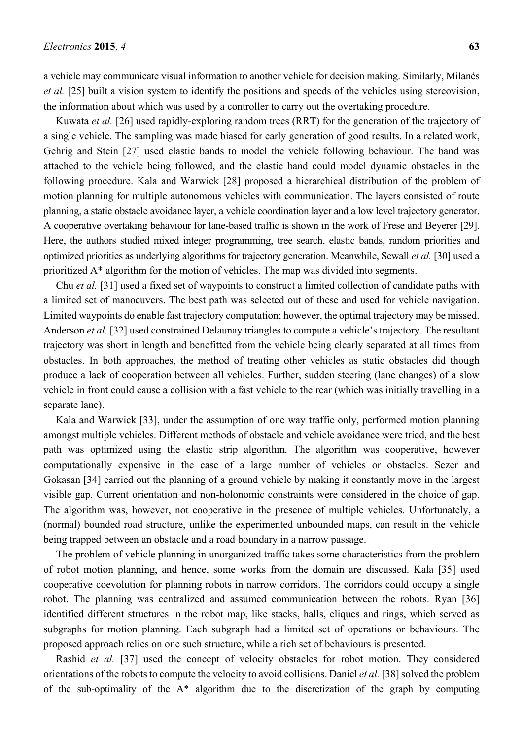a vehicle may communicate visual information to another vehicle for decision making. Similarly, Milanés *et al.* [25] built a vision system to identify the positions and speeds of the vehicles using stereovision, the information about which was used by a controller to carry out the overtaking procedure.

Kuwata *et al.* [26] used rapidly-exploring random trees (RRT) for the generation of the trajectory of a single vehicle. The sampling was made biased for early generation of good results. In a related work, Gehrig and Stein [27] used elastic bands to model the vehicle following behaviour. The band was attached to the vehicle being followed, and the elastic band could model dynamic obstacles in the following procedure. Kala and Warwick [28] proposed a hierarchical distribution of the problem of motion planning for multiple autonomous vehicles with communication. The layers consisted of route planning, a static obstacle avoidance layer, a vehicle coordination layer and a low level trajectory generator. A cooperative overtaking behaviour for lane-based traffic is shown in the work of Frese and Beyerer [29]. Here, the authors studied mixed integer programming, tree search, elastic bands, random priorities and optimized priorities as underlying algorithms for trajectory generation. Meanwhile, Sewall *et al.* [30] used a prioritized A* algorithm for the motion of vehicles. The map was divided into segments.

Chu *et al.* [31] used a fixed set of waypoints to construct a limited collection of candidate paths with a limited set of manoeuvers. The best path was selected out of these and used for vehicle navigation. Limited waypoints do enable fast trajectory computation; however, the optimal trajectory may be missed. Anderson *et al.* [32] used constrained Delaunay triangles to compute a vehicle's trajectory. The resultant trajectory was short in length and benefitted from the vehicle being clearly separated at all times from obstacles. In both approaches, the method of treating other vehicles as static obstacles did though produce a lack of cooperation between all vehicles. Further, sudden steering (lane changes) of a slow vehicle in front could cause a collision with a fast vehicle to the rear (which was initially travelling in a separate lane).

Kala and Warwick [33], under the assumption of one way traffic only, performed motion planning amongst multiple vehicles. Different methods of obstacle and vehicle avoidance were tried, and the best path was optimized using the elastic strip algorithm. The algorithm was cooperative, however computationally expensive in the case of a large number of vehicles or obstacles. Sezer and Gokasan [34] carried out the planning of a ground vehicle by making it constantly move in the largest visible gap. Current orientation and non-holonomic constraints were considered in the choice of gap. The algorithm was, however, not cooperative in the presence of multiple vehicles. Unfortunately, a (normal) bounded road structure, unlike the experimented unbounded maps, can result in the vehicle being trapped between an obstacle and a road boundary in a narrow passage.

The problem of vehicle planning in unorganized traffic takes some characteristics from the problem of robot motion planning, and hence, some works from the domain are discussed. Kala [35] used cooperative coevolution for planning robots in narrow corridors. The corridors could occupy a single robot. The planning was centralized and assumed communication between the robots. Ryan [36] identified different structures in the robot map, like stacks, halls, cliques and rings, which served as subgraphs for motion planning. Each subgraph had a limited set of operations or behaviours. The proposed approach relies on one such structure, while a rich set of behaviours is presented.

Rashid *et al.* [37] used the concept of velocity obstacles for robot motion. They considered orientations of the robots to compute the velocity to avoid collisions. Daniel *et al.* [38] solved the problem of the sub-optimality of the A* algorithm due to the discretization of the graph by computing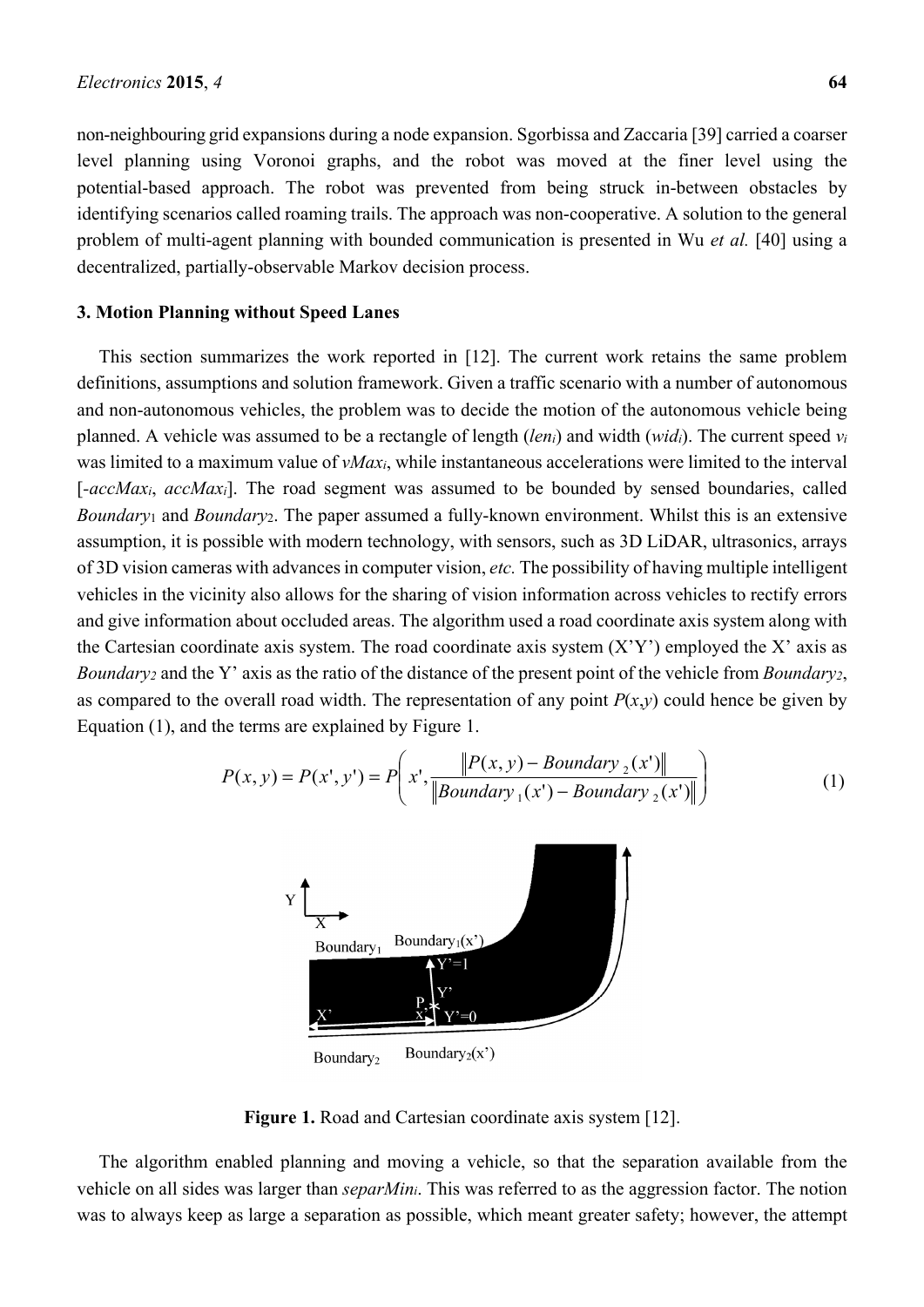non-neighbouring grid expansions during a node expansion. Sgorbissa and Zaccaria [39] carried a coarser level planning using Voronoi graphs, and the robot was moved at the finer level using the potential-based approach. The robot was prevented from being struck in-between obstacles by identifying scenarios called roaming trails. The approach was non-cooperative. A solution to the general problem of multi-agent planning with bounded communication is presented in Wu *et al.* [40] using a decentralized, partially-observable Markov decision process.

### 3. Motion Planning without Speed Lanes

This section summarizes the work reported in [12]. The current work retains the same problem definitions, assumptions and solution framework. Given a traffic scenario with a number of autonomous and non-autonomous vehicles, the problem was to decide the motion of the autonomous vehicle being planned. A vehicle was assumed to be a rectangle of length ($len_i$) and width ($wid_i$). The current speed $v_i$ was limited to a maximum value of $vMax_i$, while instantaneous accelerations were limited to the interval [$-accMax_i$, $accMax_i$]. The road segment was assumed to be bounded by sensed boundaries, called $Boundary_1$ and $Boundary_2$. The paper assumed a fully-known environment. Whilst this is an extensive assumption, it is possible with modern technology, with sensors, such as 3D LiDAR, ultrasonics, arrays of 3D vision cameras with advances in computer vision, *etc.* The possibility of having multiple intelligent vehicles in the vicinity also allows for the sharing of vision information across vehicles to rectify errors and give information about occluded areas. The algorithm used a road coordinate axis system along with the Cartesian coordinate axis system. The road coordinate axis system (X'Y') employed the X' axis as $Boundary_2$ and the Y' axis as the ratio of the distance of the present point of the vehicle from $Boundary_2$, as compared to the overall road width. The representation of any point $P(x,y)$ could hence be given by Equation (1), and the terms are explained by Figure 1.

$$P(x,y) = P(x',y') = P\left(x', \frac{\left\|P(x,y) - Boundary_2(x')\right\|}{\left\|Boundary_1(x') - Boundary_2(x')\right\|}\right) \tag{1}$$

**Figure 1.** Road and Cartesian coordinate axis system [12].

The algorithm enabled planning and moving a vehicle, so that the separation available from the vehicle on all sides was larger than $separMin_i$. This was referred to as the aggression factor. The notion was to always keep as large a separation as possible, which meant greater safety; however, the attempt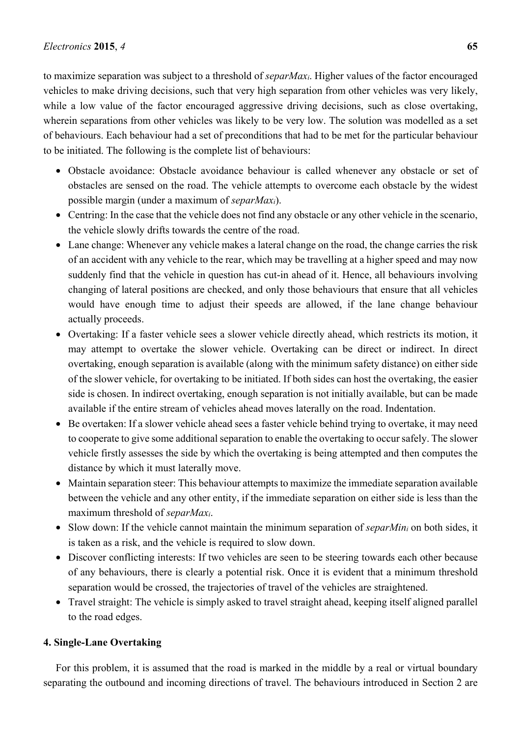to maximize separation was subject to a threshold of $separMax_i$. Higher values of the factor encouraged vehicles to make driving decisions, such that very high separation from other vehicles was very likely, while a low value of the factor encouraged aggressive driving decisions, such as close overtaking, wherein separations from other vehicles was likely to be very low. The solution was modelled as a set of behaviours. Each behaviour had a set of preconditions that had to be met for the particular behaviour to be initiated. The following is the complete list of behaviours:

- Obstacle avoidance: Obstacle avoidance behaviour is called whenever any obstacle or set of obstacles are sensed on the road. The vehicle attempts to overcome each obstacle by the widest possible margin (under a maximum of $separMax_i$).
- Centring: In the case that the vehicle does not find any obstacle or any other vehicle in the scenario, the vehicle slowly drifts towards the centre of the road.
- Lane change: Whenever any vehicle makes a lateral change on the road, the change carries the risk of an accident with any vehicle to the rear, which may be travelling at a higher speed and may now suddenly find that the vehicle in question has cut-in ahead of it. Hence, all behaviours involving changing of lateral positions are checked, and only those behaviours that ensure that all vehicles would have enough time to adjust their speeds are allowed, if the lane change behaviour actually proceeds.
- Overtaking: If a faster vehicle sees a slower vehicle directly ahead, which restricts its motion, it may attempt to overtake the slower vehicle. Overtaking can be direct or indirect. In direct overtaking, enough separation is available (along with the minimum safety distance) on either side of the slower vehicle, for overtaking to be initiated. If both sides can host the overtaking, the easier side is chosen. In indirect overtaking, enough separation is not initially available, but can be made available if the entire stream of vehicles ahead moves laterally on the road. Indentation.
- Be overtaken: If a slower vehicle ahead sees a faster vehicle behind trying to overtake, it may need to cooperate to give some additional separation to enable the overtaking to occur safely. The slower vehicle firstly assesses the side by which the overtaking is being attempted and then computes the distance by which it must laterally move.
- Maintain separation steer: This behaviour attempts to maximize the immediate separation available between the vehicle and any other entity, if the immediate separation on either side is less than the maximum threshold of $separMax_i$.
- Slow down: If the vehicle cannot maintain the minimum separation of $separMin_i$ on both sides, it is taken as a risk, and the vehicle is required to slow down.
- Discover conflicting interests: If two vehicles are seen to be steering towards each other because of any behaviours, there is clearly a potential risk. Once it is evident that a minimum threshold separation would be crossed, the trajectories of travel of the vehicles are straightened.
- Travel straight: The vehicle is simply asked to travel straight ahead, keeping itself aligned parallel to the road edges.

## 4. Single-Lane Overtaking

For this problem, it is assumed that the road is marked in the middle by a real or virtual boundary separating the outbound and incoming directions of travel. The behaviours introduced in Section 2 are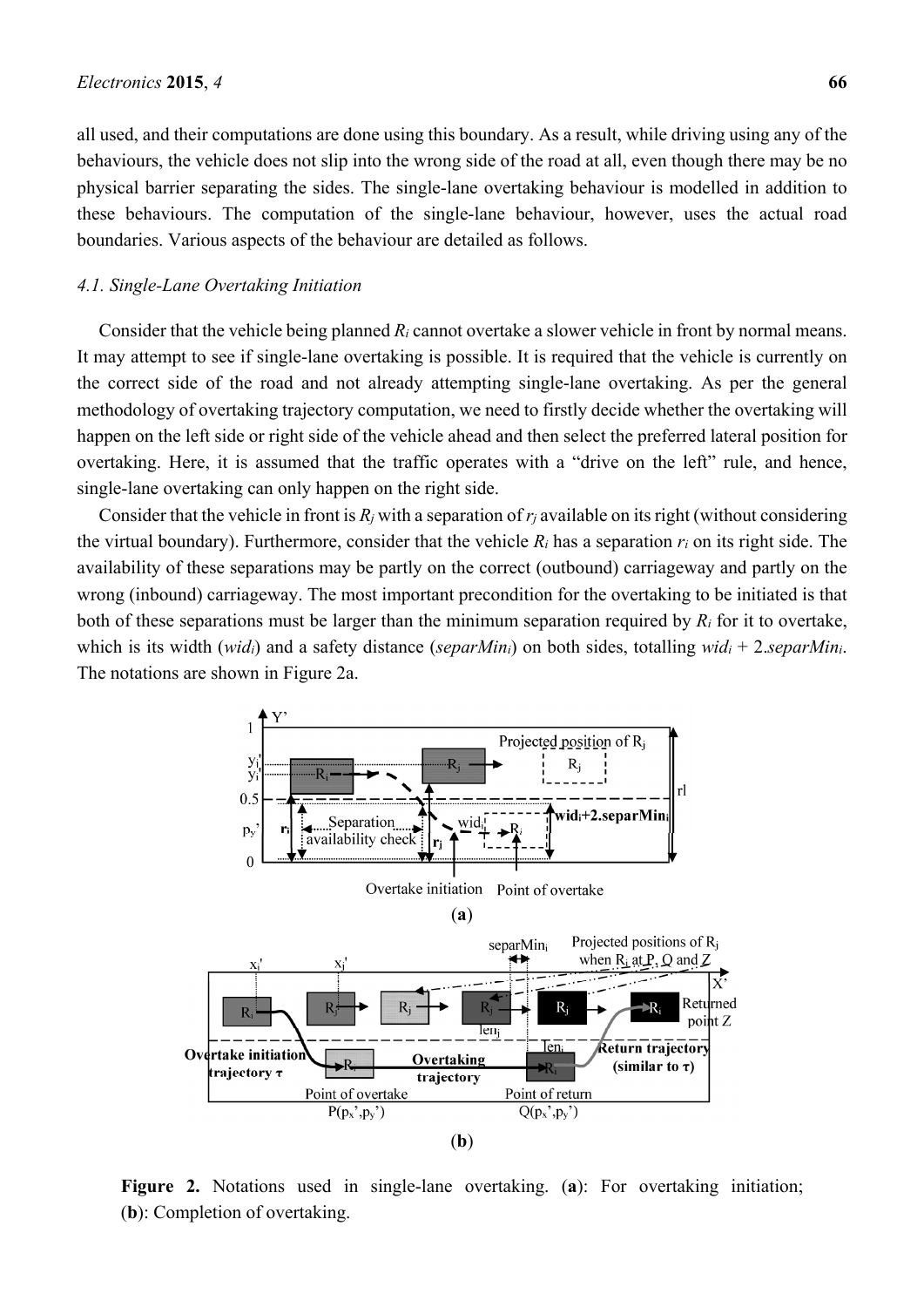all used, and their computations are done using this boundary. As a result, while driving using any of the behaviours, the vehicle does not slip into the wrong side of the road at all, even though there may be no physical barrier separating the sides. The single-lane overtaking behaviour is modelled in addition to these behaviours. The computation of the single-lane behaviour, however, uses the actual road boundaries. Various aspects of the behaviour are detailed as follows.

### 4.1. Single-Lane Overtaking Initiation

Consider that the vehicle being planned $R_i$ cannot overtake a slower vehicle in front by normal means. It may attempt to see if single-lane overtaking is possible. It is required that the vehicle is currently on the correct side of the road and not already attempting single-lane overtaking. As per the general methodology of overtaking trajectory computation, we need to firstly decide whether the overtaking will happen on the left side or right side of the vehicle ahead and then select the preferred lateral position for overtaking. Here, it is assumed that the traffic operates with a "drive on the left" rule, and hence, single-lane overtaking can only happen on the right side.

Consider that the vehicle in front is $R_j$ with a separation of $r_j$ available on its right (without considering the virtual boundary). Furthermore, consider that the vehicle $R_i$ has a separation $r_i$ on its right side. The availability of these separations may be partly on the correct (outbound) carriageway and partly on the wrong (inbound) carriageway. The most important precondition for the overtaking to be initiated is that both of these separations must be larger than the minimum separation required by $R_i$ for it to overtake, which is its width ($wid_i$) and a safety distance ($separMin_i$) on both sides, totalling $wid_i + 2.separMin_i$. The notations are shown in Figure 2a.

**Figure 2.** Notations used in single-lane overtaking. (**a**): For overtaking initiation; (**b**): Completion of overtaking.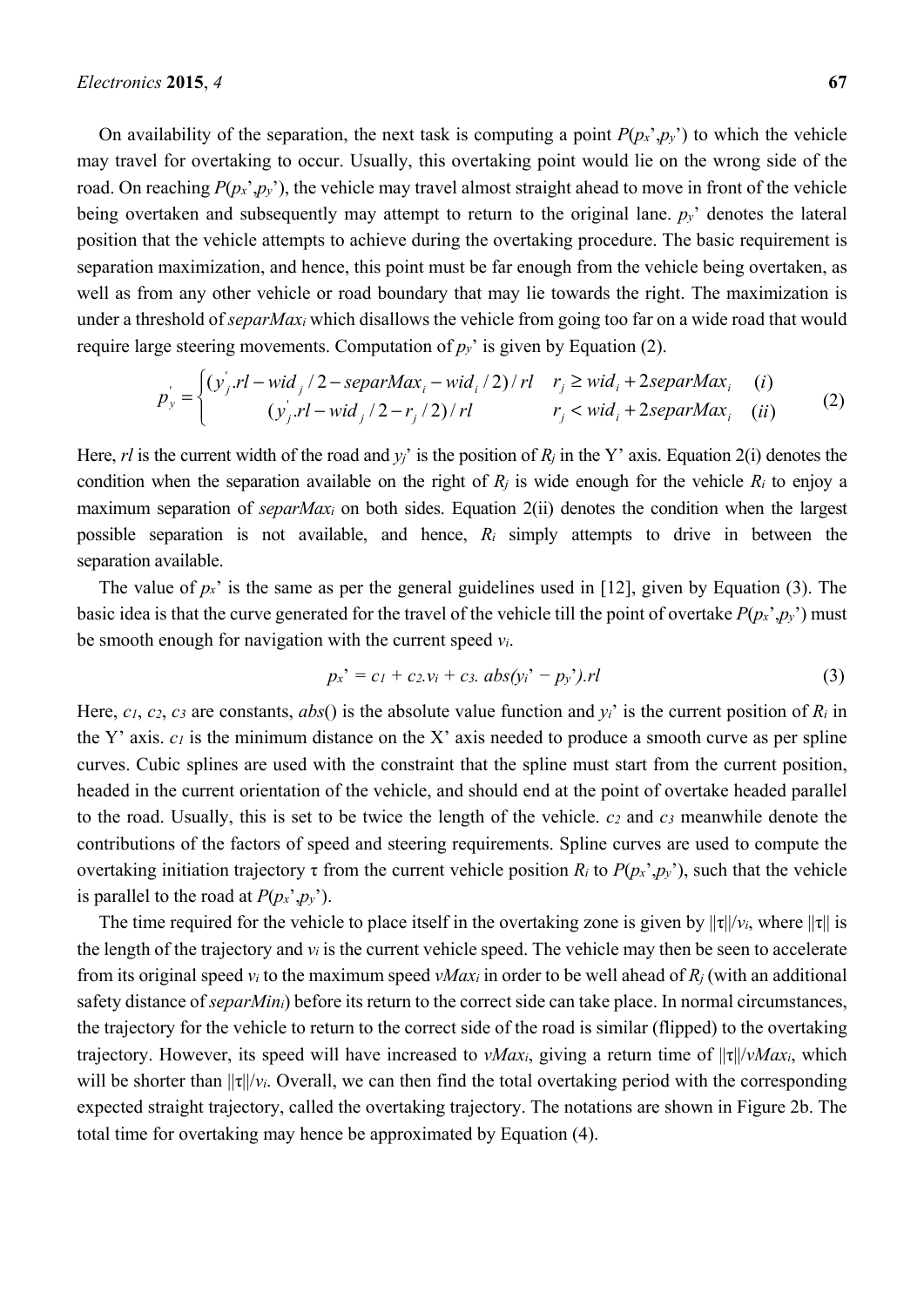On availability of the separation, the next task is computing a point $P(p_x', p_y')$ to which the vehicle may travel for overtaking to occur. Usually, this overtaking point would lie on the wrong side of the road. On reaching $P(p_x', p_y')$, the vehicle may travel almost straight ahead to move in front of the vehicle being overtaken and subsequently may attempt to return to the original lane. $p_y'$ denotes the lateral position that the vehicle attempts to achieve during the overtaking procedure. The basic requirement is separation maximization, and hence, this point must be far enough from the vehicle being overtaken, as well as from any other vehicle or road boundary that may lie towards the right. The maximization is under a threshold of $separMax_i$ which disallows the vehicle from going too far on a wide road that would require large steering movements. Computation of $p_y'$ is given by Equation (2).

$$p_y' = \begin{cases} (y_j'.rl - wid_j/2 - separMax_i - wid_i/2)/rl & r_j \geq wid_i + 2separMax_i \quad (i) \\ (y_j'.rl - wid_j/2 - r_j/2)/rl & r_j < wid_i + 2separMax_i \quad (ii) \end{cases} \tag{2}$$

Here, $rl$ is the current width of the road and $y_j'$ is the position of $R_j$ in the Y' axis. Equation 2(i) denotes the condition when the separation available on the right of $R_j$ is wide enough for the vehicle $R_i$ to enjoy a maximum separation of $separMax_i$ on both sides. Equation 2(ii) denotes the condition when the largest possible separation is not available, and hence, $R_i$ simply attempts to drive in between the separation available.

The value of $p_x'$ is the same as per the general guidelines used in [12], given by Equation (3). The basic idea is that the curve generated for the travel of the vehicle till the point of overtake $P(p_x', p_y')$ must be smooth enough for navigation with the current speed $v_i$.

$$p_x' = c_1 + c_2.v_i + c_3.\ abs(y_i' - p_y').rl \tag{3}$$

Here, $c_1$, $c_2$, $c_3$ are constants, $abs()$ is the absolute value function and $y_i'$ is the current position of $R_i$ in the Y' axis. $c_1$ is the minimum distance on the X' axis needed to produce a smooth curve as per spline curves. Cubic splines are used with the constraint that the spline must start from the current position, headed in the current orientation of the vehicle, and should end at the point of overtake headed parallel to the road. Usually, this is set to be twice the length of the vehicle. $c_2$ and $c_3$ meanwhile denote the contributions of the factors of speed and steering requirements. Spline curves are used to compute the overtaking initiation trajectory $\tau$ from the current vehicle position $R_i$ to $P(p_x', p_y')$, such that the vehicle is parallel to the road at $P(p_x', p_y')$.

The time required for the vehicle to place itself in the overtaking zone is given by $\|\tau\|/v_i$, where $\|\tau\|$ is the length of the trajectory and $v_i$ is the current vehicle speed. The vehicle may then be seen to accelerate from its original speed $v_i$ to the maximum speed $vMax_i$ in order to be well ahead of $R_j$ (with an additional safety distance of $separMin_i$) before its return to the correct side can take place. In normal circumstances, the trajectory for the vehicle to return to the correct side of the road is similar (flipped) to the overtaking trajectory. However, its speed will have increased to $vMax_i$, giving a return time of $\|\tau\|/vMax_i$, which will be shorter than $\|\tau\|/v_i$. Overall, we can then find the total overtaking period with the corresponding expected straight trajectory, called the overtaking trajectory. The notations are shown in Figure 2b. The total time for overtaking may hence be approximated by Equation (4).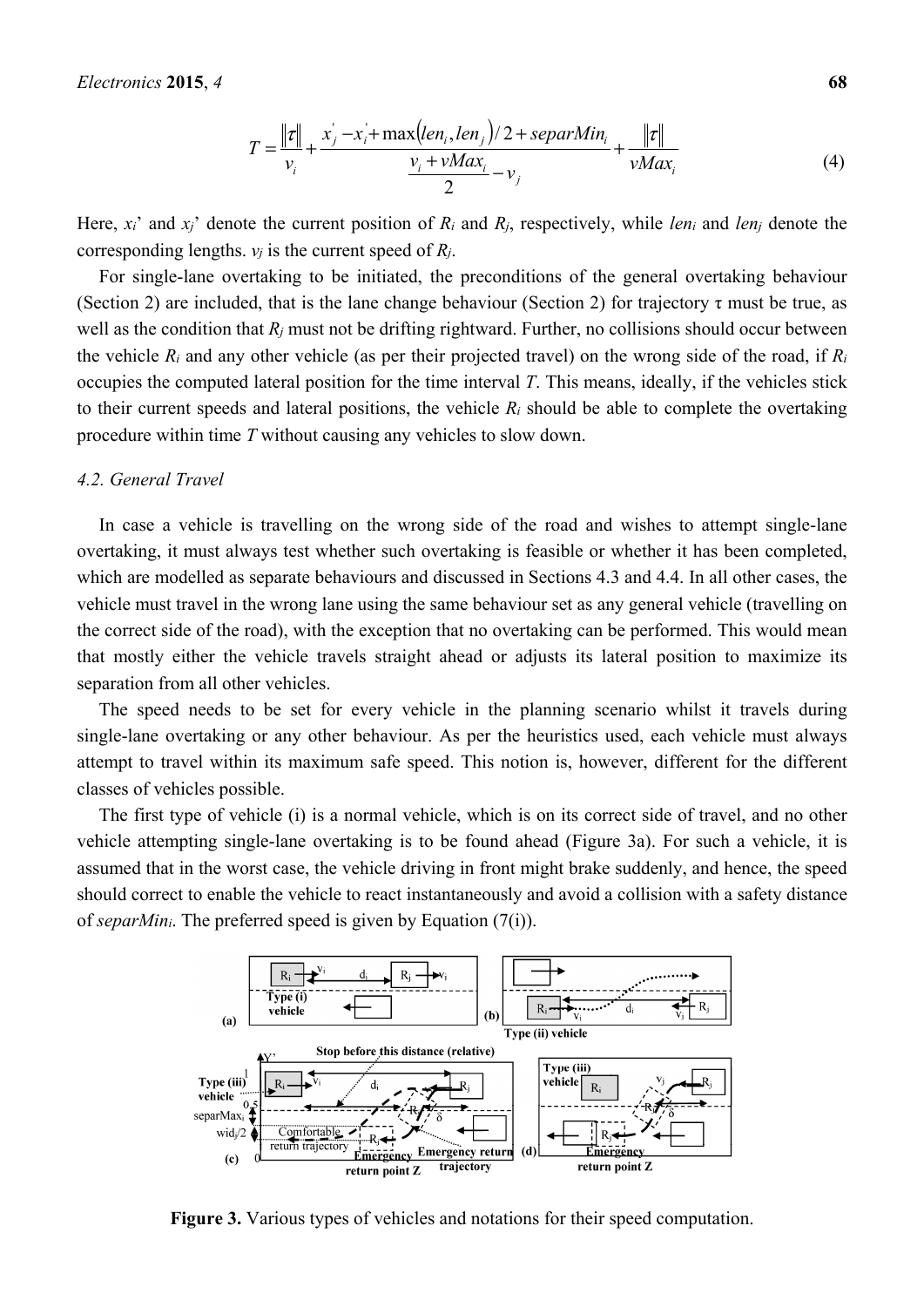$$T = \frac{\|\tau\|}{v_i} + \frac{x_j' - x_i' + \max(len_i, len_j)/2 + separMin_i}{\dfrac{v_i + vMax_i}{2} - v_j} + \frac{\|\tau\|}{vMax_i} \tag{4}$$

Here, $x_i$' and $x_j$' denote the current position of $R_i$ and $R_j$, respectively, while $len_i$ and $len_j$ denote the corresponding lengths. $v_j$ is the current speed of $R_j$.

For single-lane overtaking to be initiated, the preconditions of the general overtaking behaviour (Section 2) are included, that is the lane change behaviour (Section 2) for trajectory τ must be true, as well as the condition that $R_j$ must not be drifting rightward. Further, no collisions should occur between the vehicle $R_i$ and any other vehicle (as per their projected travel) on the wrong side of the road, if $R_i$ occupies the computed lateral position for the time interval $T$. This means, ideally, if the vehicles stick to their current speeds and lateral positions, the vehicle $R_i$ should be able to complete the overtaking procedure within time $T$ without causing any vehicles to slow down.

### 4.2. General Travel

In case a vehicle is travelling on the wrong side of the road and wishes to attempt single-lane overtaking, it must always test whether such overtaking is feasible or whether it has been completed, which are modelled as separate behaviours and discussed in Sections 4.3 and 4.4. In all other cases, the vehicle must travel in the wrong lane using the same behaviour set as any general vehicle (travelling on the correct side of the road), with the exception that no overtaking can be performed. This would mean that mostly either the vehicle travels straight ahead or adjusts its lateral position to maximize its separation from all other vehicles.

The speed needs to be set for every vehicle in the planning scenario whilst it travels during single-lane overtaking or any other behaviour. As per the heuristics used, each vehicle must always attempt to travel within its maximum safe speed. This notion is, however, different for the different classes of vehicles possible.

The first type of vehicle (i) is a normal vehicle, which is on its correct side of travel, and no other vehicle attempting single-lane overtaking is to be found ahead (Figure 3a). For such a vehicle, it is assumed that in the worst case, the vehicle driving in front might brake suddenly, and hence, the speed should correct to enable the vehicle to react instantaneously and avoid a collision with a safety distance of $separMin_i$. The preferred speed is given by Equation (7(i)).

**Figure 3.** Various types of vehicles and notations for their speed computation.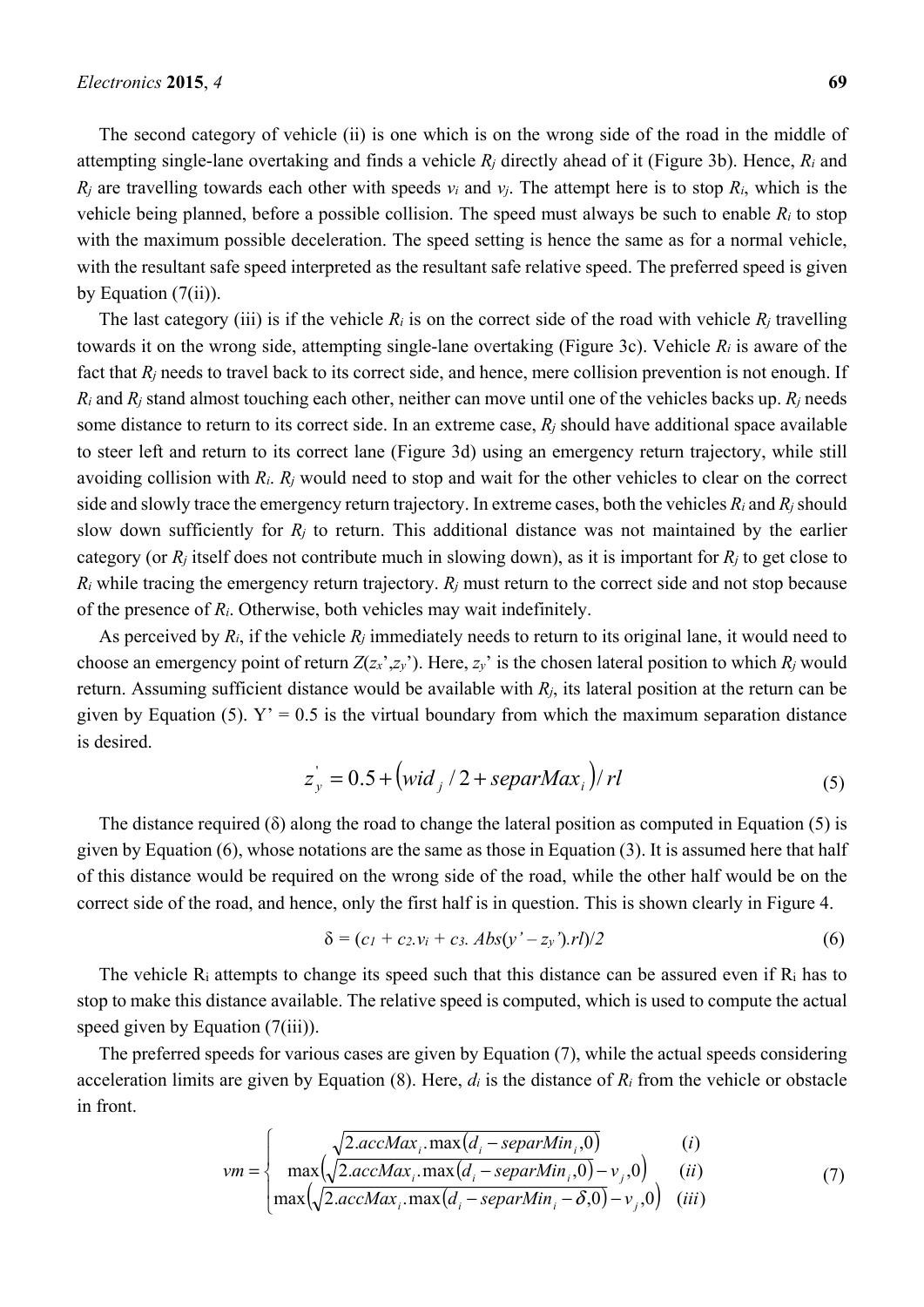The second category of vehicle (ii) is one which is on the wrong side of the road in the middle of attempting single-lane overtaking and finds a vehicle $R_j$ directly ahead of it (Figure 3b). Hence, $R_i$ and $R_j$ are travelling towards each other with speeds $v_i$ and $v_j$. The attempt here is to stop $R_i$, which is the vehicle being planned, before a possible collision. The speed must always be such to enable $R_i$ to stop with the maximum possible deceleration. The speed setting is hence the same as for a normal vehicle, with the resultant safe speed interpreted as the resultant safe relative speed. The preferred speed is given by Equation (7(ii)).

The last category (iii) is if the vehicle $R_i$ is on the correct side of the road with vehicle $R_j$ travelling towards it on the wrong side, attempting single-lane overtaking (Figure 3c). Vehicle $R_i$ is aware of the fact that $R_j$ needs to travel back to its correct side, and hence, mere collision prevention is not enough. If $R_i$ and $R_j$ stand almost touching each other, neither can move until one of the vehicles backs up. $R_j$ needs some distance to return to its correct side. In an extreme case, $R_j$ should have additional space available to steer left and return to its correct lane (Figure 3d) using an emergency return trajectory, while still avoiding collision with $R_i$. $R_j$ would need to stop and wait for the other vehicles to clear on the correct side and slowly trace the emergency return trajectory. In extreme cases, both the vehicles $R_i$ and $R_j$ should slow down sufficiently for $R_j$ to return. This additional distance was not maintained by the earlier category (or $R_j$ itself does not contribute much in slowing down), as it is important for $R_j$ to get close to $R_i$ while tracing the emergency return trajectory. $R_j$ must return to the correct side and not stop because of the presence of $R_i$. Otherwise, both vehicles may wait indefinitely.

As perceived by $R_i$, if the vehicle $R_j$ immediately needs to return to its original lane, it would need to choose an emergency point of return $Z(z_x', z_y')$. Here, $z_y'$ is the chosen lateral position to which $R_j$ would return. Assuming sufficient distance would be available with $R_j$, its lateral position at the return can be given by Equation (5). Y' = 0.5 is the virtual boundary from which the maximum separation distance is desired.

$$z_y' = 0.5 + \left(wid_j / 2 + separMax_i\right) / rl \tag{5}$$

The distance required (δ) along the road to change the lateral position as computed in Equation (5) is given by Equation (6), whose notations are the same as those in Equation (3). It is assumed here that half of this distance would be required on the wrong side of the road, while the other half would be on the correct side of the road, and hence, only the first half is in question. This is shown clearly in Figure 4.

$$\delta = (c_1 + c_2.v_i + c_3.\ Abs(y' - z_y').rl)/2 \tag{6}$$

The vehicle $R_i$ attempts to change its speed such that this distance can be assured even if $R_i$ has to stop to make this distance available. The relative speed is computed, which is used to compute the actual speed given by Equation (7(iii)).

The preferred speeds for various cases are given by Equation (7), while the actual speeds considering acceleration limits are given by Equation (8). Here, $d_i$ is the distance of $R_i$ from the vehicle or obstacle in front.

$$vm = \begin{cases} \sqrt{2.accMax_i.\max\left(d_i - separMin_i, 0\right)} & (i) \\ \max\left(\sqrt{2.accMax_i.\max\left(d_i - separMin_i, 0\right)} - v_j, 0\right) & (ii) \\ \max\left(\sqrt{2.accMax_i.\max\left(d_i - separMin_i - \delta, 0\right)} - v_j, 0\right) & (iii) \end{cases} \tag{7}$$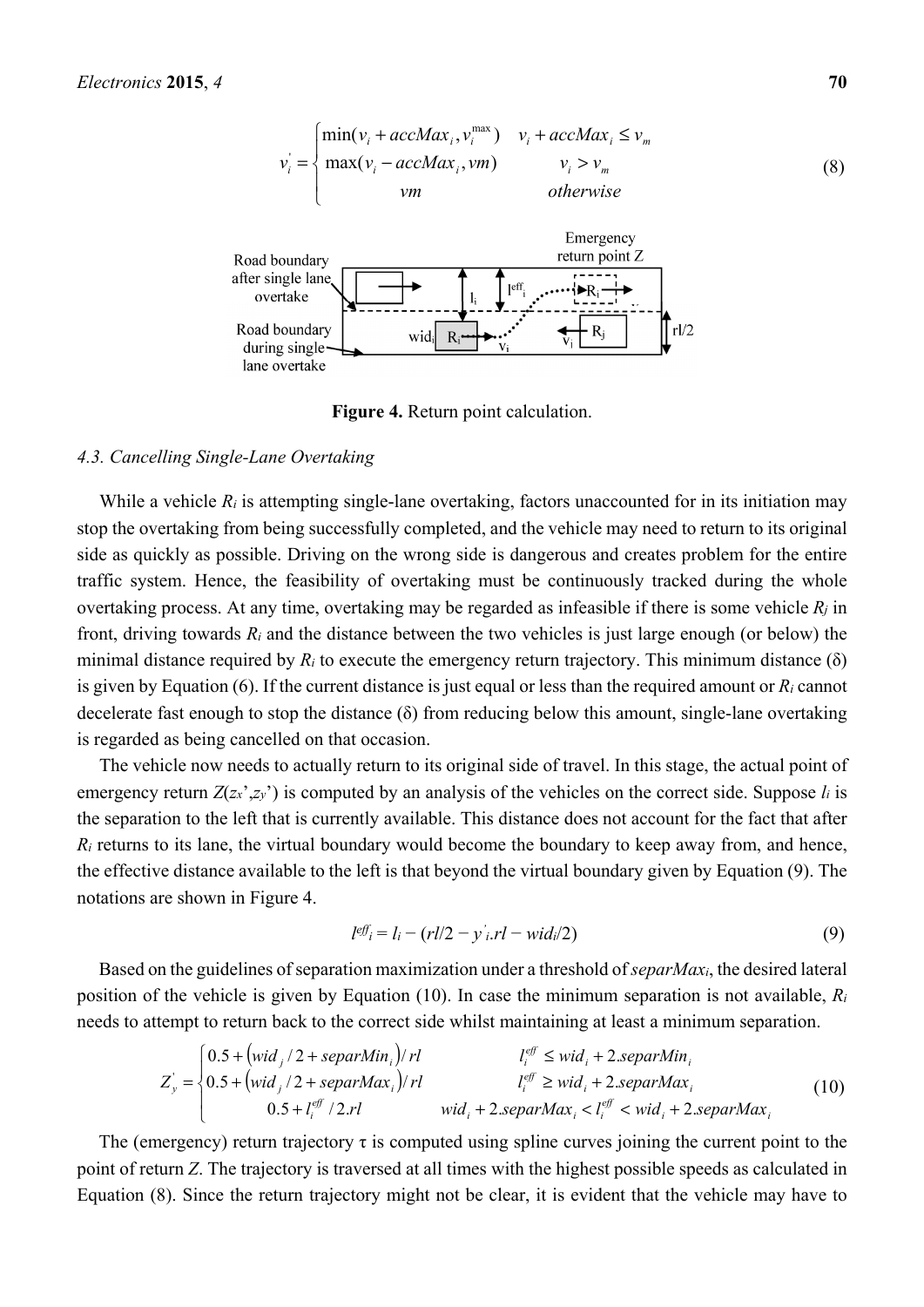$$v_i' = \begin{cases} \min(v_i + accMax_i, v_i^{\max}) & v_i + accMax_i \le v_m \\ \max(v_i - accMax_i, vm) & v_i > v_m \\ vm & otherwise \end{cases} \tag{8}$$

**Figure 4.** Return point calculation.

### 4.3. Cancelling Single-Lane Overtaking

While a vehicle $R_i$ is attempting single-lane overtaking, factors unaccounted for in its initiation may stop the overtaking from being successfully completed, and the vehicle may need to return to its original side as quickly as possible. Driving on the wrong side is dangerous and creates problem for the entire traffic system. Hence, the feasibility of overtaking must be continuously tracked during the whole overtaking process. At any time, overtaking may be regarded as infeasible if there is some vehicle $R_j$ in front, driving towards $R_i$ and the distance between the two vehicles is just large enough (or below) the minimal distance required by $R_i$ to execute the emergency return trajectory. This minimum distance (δ) is given by Equation (6). If the current distance is just equal or less than the required amount or $R_i$ cannot decelerate fast enough to stop the distance (δ) from reducing below this amount, single-lane overtaking is regarded as being cancelled on that occasion.

The vehicle now needs to actually return to its original side of travel. In this stage, the actual point of emergency return $Z(z_x', z_y')$ is computed by an analysis of the vehicles on the correct side. Suppose $l_i$ is the separation to the left that is currently available. This distance does not account for the fact that after $R_i$ returns to its lane, the virtual boundary would become the boundary to keep away from, and hence, the effective distance available to the left is that beyond the virtual boundary given by Equation (9). The notations are shown in Figure 4.

$$l^{eff}_i = l_i - (rl/2 - y'_i.rl - wid_i/2) \tag{9}$$

Based on the guidelines of separation maximization under a threshold of $separMax_i$, the desired lateral position of the vehicle is given by Equation (10). In case the minimum separation is not available, $R_i$ needs to attempt to return back to the correct side whilst maintaining at least a minimum separation.

$$Z_y' = \begin{cases} 0.5 + \left(wid_j/2 + separMin_i\right)/rl & l_i^{eff} \le wid_i + 2.separMin_i \\ 0.5 + \left(wid_j/2 + separMax_i\right)/rl & l_i^{eff} \ge wid_i + 2.separMax_i \\ 0.5 + l_i^{eff}/2.rl & wid_i + 2.separMax_i < l_i^{eff} < wid_i + 2.separMax_i \end{cases} \tag{10}$$

The (emergency) return trajectory τ is computed using spline curves joining the current point to the point of return $Z$. The trajectory is traversed at all times with the highest possible speeds as calculated in Equation (8). Since the return trajectory might not be clear, it is evident that the vehicle may have to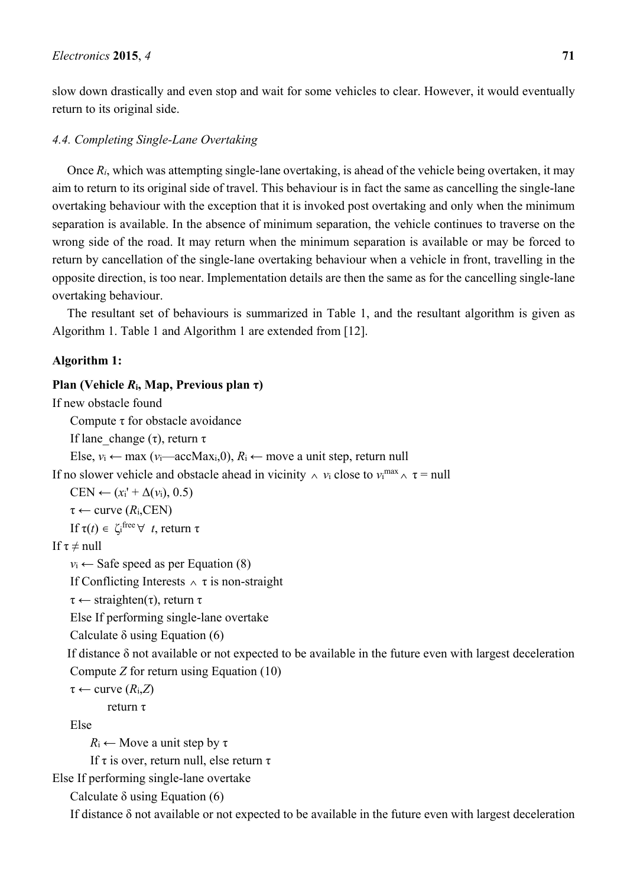slow down drastically and even stop and wait for some vehicles to clear. However, it would eventually return to its original side.

### *4.4. Completing Single-Lane Overtaking*

Once $R_i$, which was attempting single-lane overtaking, is ahead of the vehicle being overtaken, it may aim to return to its original side of travel. This behaviour is in fact the same as cancelling the single-lane overtaking behaviour with the exception that it is invoked post overtaking and only when the minimum separation is available. In the absence of minimum separation, the vehicle continues to traverse on the wrong side of the road. It may return when the minimum separation is available or may be forced to return by cancellation of the single-lane overtaking behaviour when a vehicle in front, travelling in the opposite direction, is too near. Implementation details are then the same as for the cancelling single-lane overtaking behaviour.

The resultant set of behaviours is summarized in Table 1, and the resultant algorithm is given as Algorithm 1. Table 1 and Algorithm 1 are extended from [12].

**Algorithm 1:**

**Plan (Vehicle $R_i$, Map, Previous plan $\tau$)**

If new obstacle found

&nbsp;&nbsp;&nbsp;&nbsp;Compute $\tau$ for obstacle avoidance

&nbsp;&nbsp;&nbsp;&nbsp;If lane_change ($\tau$), return $\tau$

&nbsp;&nbsp;&nbsp;&nbsp;Else, $v_i \leftarrow \max(v_i - accMax_i, 0)$, $R_i \leftarrow$ move a unit step, return null

If no slower vehicle and obstacle ahead in vicinity $\wedge$ $v_i$ close to $v_i^{max} \wedge \tau =$ null

&nbsp;&nbsp;&nbsp;&nbsp;CEN $\leftarrow (x_i' + \Delta(v_i), 0.5)$

&nbsp;&nbsp;&nbsp;&nbsp;$\tau \leftarrow$ curve ($R_i$,CEN)

&nbsp;&nbsp;&nbsp;&nbsp;If $\tau(t) \in \zeta_i^{free} \forall\ t$, return $\tau$

If $\tau \neq$ null

&nbsp;&nbsp;&nbsp;&nbsp;$v_i \leftarrow$ Safe speed as per Equation (8)

&nbsp;&nbsp;&nbsp;&nbsp;If Conflicting Interests $\wedge$ $\tau$ is non-straight

&nbsp;&nbsp;&nbsp;&nbsp;$\tau \leftarrow$ straighten($\tau$), return $\tau$

&nbsp;&nbsp;&nbsp;&nbsp;Else If performing single-lane overtake

&nbsp;&nbsp;&nbsp;&nbsp;Calculate $\delta$ using Equation (6)

&nbsp;&nbsp;&nbsp;&nbsp;If distance $\delta$ not available or not expected to be available in the future even with largest deceleration

&nbsp;&nbsp;&nbsp;&nbsp;Compute $Z$ for return using Equation (10)

&nbsp;&nbsp;&nbsp;&nbsp;$\tau \leftarrow$ curve ($R_i$,$Z$)

&nbsp;&nbsp;&nbsp;&nbsp;&nbsp;&nbsp;&nbsp;&nbsp;return $\tau$

&nbsp;&nbsp;&nbsp;&nbsp;Else

&nbsp;&nbsp;&nbsp;&nbsp;&nbsp;&nbsp;&nbsp;&nbsp;$R_i \leftarrow$ Move a unit step by $\tau$

&nbsp;&nbsp;&nbsp;&nbsp;&nbsp;&nbsp;&nbsp;&nbsp;If $\tau$ is over, return null, else return $\tau$

Else If performing single-lane overtake

&nbsp;&nbsp;&nbsp;&nbsp;Calculate $\delta$ using Equation (6)

&nbsp;&nbsp;&nbsp;&nbsp;If distance $\delta$ not available or not expected to be available in the future even with largest deceleration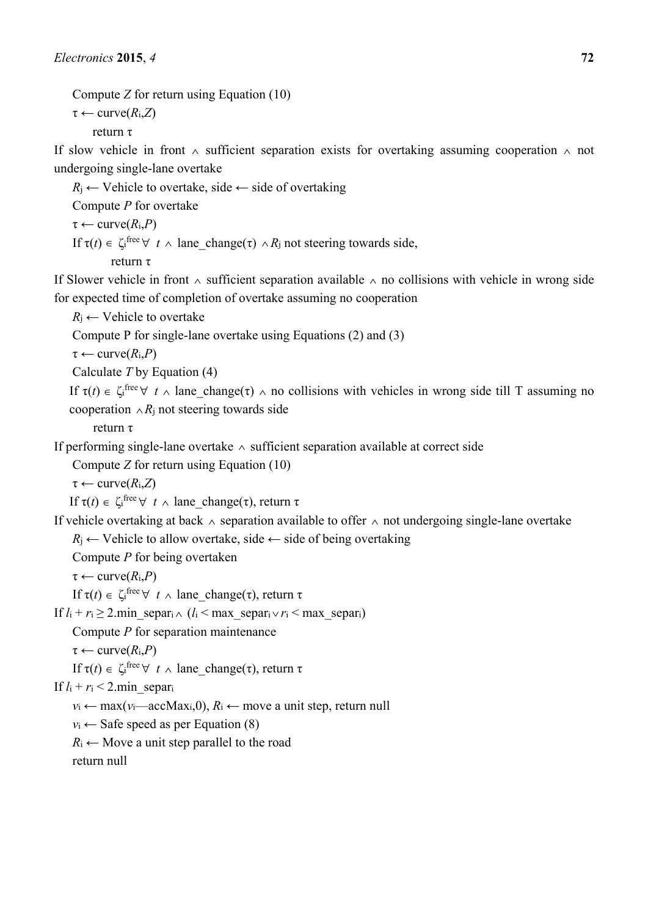Compute $Z$ for return using Equation (10)

$\tau \leftarrow$ curve($R_i$,$Z$)

return $\tau$

If slow vehicle in front $\wedge$ sufficient separation exists for overtaking assuming cooperation $\wedge$ not undergoing single-lane overtake

$R_j \leftarrow$ Vehicle to overtake, side $\leftarrow$ side of overtaking

Compute $P$ for overtake

$\tau \leftarrow$ curve($R_i$,$P$)

If $\tau(t) \in \zeta_i^{free} \forall\ t \wedge$ lane_change($\tau$) $\wedge R_j$ not steering towards side,

return $\tau$

If Slower vehicle in front $\wedge$ sufficient separation available $\wedge$ no collisions with vehicle in wrong side for expected time of completion of overtake assuming no cooperation

$R_j \leftarrow$ Vehicle to overtake

Compute P for single-lane overtake using Equations (2) and (3)

$\tau \leftarrow$ curve($R_i$,$P$)

Calculate $T$ by Equation (4)

If $\tau(t) \in \zeta_i^{free} \forall\ t \wedge$ lane_change($\tau$) $\wedge$ no collisions with vehicles in wrong side till T assuming no cooperation $\wedge R_j$ not steering towards side

return $\tau$

If performing single-lane overtake $\wedge$ sufficient separation available at correct side

Compute $Z$ for return using Equation (10)

$\tau \leftarrow$ curve($R_i$,$Z$)

If $\tau(t) \in \zeta_i^{free} \forall\ t \wedge$ lane_change($\tau$), return $\tau$

If vehicle overtaking at back $\wedge$ separation available to offer $\wedge$ not undergoing single-lane overtake

$R_j \leftarrow$ Vehicle to allow overtake, side $\leftarrow$ side of being overtaking

Compute $P$ for being overtaken

$\tau \leftarrow$ curve($R_i$,$P$)

If $\tau(t) \in \zeta_i^{free} \forall\ t \wedge$ lane_change($\tau$), return $\tau$

If $l_i + r_i \geq 2$.min_separ$_i \wedge$ ($l_i <$ max_separ$_i \vee r_i <$ max_separ$_i$)

Compute $P$ for separation maintenance

$\tau \leftarrow$ curve($R_i$,$P$)

If $\tau(t) \in \zeta_i^{free} \forall\ t \wedge$ lane_change($\tau$), return $\tau$

If $l_i + r_i < 2$.min_separ$_i$

$v_i \leftarrow$ max($v_i$—accMax$_i$,0), $R_i \leftarrow$ move a unit step, return null

$v_i \leftarrow$ Safe speed as per Equation (8)

$R_i \leftarrow$ Move a unit step parallel to the road

return null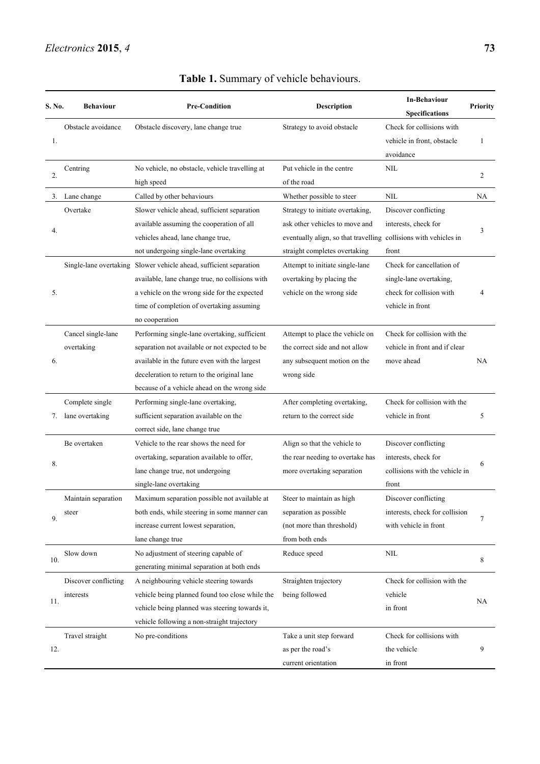**Table 1.** Summary of vehicle behaviours.

| S. No. | Behaviour | Pre-Condition | Description | In-Behaviour Specifications | Priority |
|---|---|---|---|---|---|
| 1. | Obstacle avoidance | Obstacle discovery, lane change true | Strategy to avoid obstacle | Check for collisions with vehicle in front, obstacle avoidance | 1 |
| 2. | Centring | No vehicle, no obstacle, vehicle travelling at high speed | Put vehicle in the centre of the road | NIL | 2 |
| 3. | Lane change | Called by other behaviours | Whether possible to steer | NIL | NA |
| 4. | Overtake | Slower vehicle ahead, sufficient separation available assuming the cooperation of all vehicles ahead, lane change true, not undergoing single-lane overtaking | Strategy to initiate overtaking, ask other vehicles to move and eventually align, so that travelling straight completes overtaking | Discover conflicting interests, check for collisions with vehicles in front | 3 |
| 5. | Single-lane overtaking | Slower vehicle ahead, sufficient separation available, lane change true, no collisions with a vehicle on the wrong side for the expected time of completion of overtaking assuming no cooperation | Attempt to initiate single-lane overtaking by placing the vehicle on the wrong side | Check for cancellation of single-lane overtaking, check for collision with vehicle in front | 4 |
| 6. | Cancel single-lane overtaking | Performing single-lane overtaking, sufficient separation not available or not expected to be available in the future even with the largest deceleration to return to the original lane because of a vehicle ahead on the wrong side | Attempt to place the vehicle on the correct side and not allow any subsequent motion on the wrong side | Check for collision with the vehicle in front and if clear move ahead | NA |
| 7. | Complete single lane overtaking | Performing single-lane overtaking, sufficient separation available on the correct side, lane change true | After completing overtaking, return to the correct side | Check for collision with the vehicle in front | 5 |
| 8. | Be overtaken | Vehicle to the rear shows the need for overtaking, separation available to offer, lane change true, not undergoing single-lane overtaking | Align so that the vehicle to the rear needing to overtake has more overtaking separation | Discover conflicting interests, check for collisions with the vehicle in front | 6 |
| 9. | Maintain separation steer | Maximum separation possible not available at both ends, while steering in some manner can increase current lowest separation, lane change true | Steer to maintain as high separation as possible (not more than threshold) from both ends | Discover conflicting interests, check for collision with vehicle in front | 7 |
| 10. | Slow down | No adjustment of steering capable of generating minimal separation at both ends | Reduce speed | NIL | 8 |
| 11. | Discover conflicting interests | A neighbouring vehicle steering towards vehicle being planned found too close while the vehicle being planned was steering towards it, vehicle following a non-straight trajectory | Straighten trajectory being followed | Check for collision with the vehicle in front | NA |
| 12. | Travel straight | No pre-conditions | Take a unit step forward as per the road's current orientation | Check for collisions with the vehicle in front | 9 |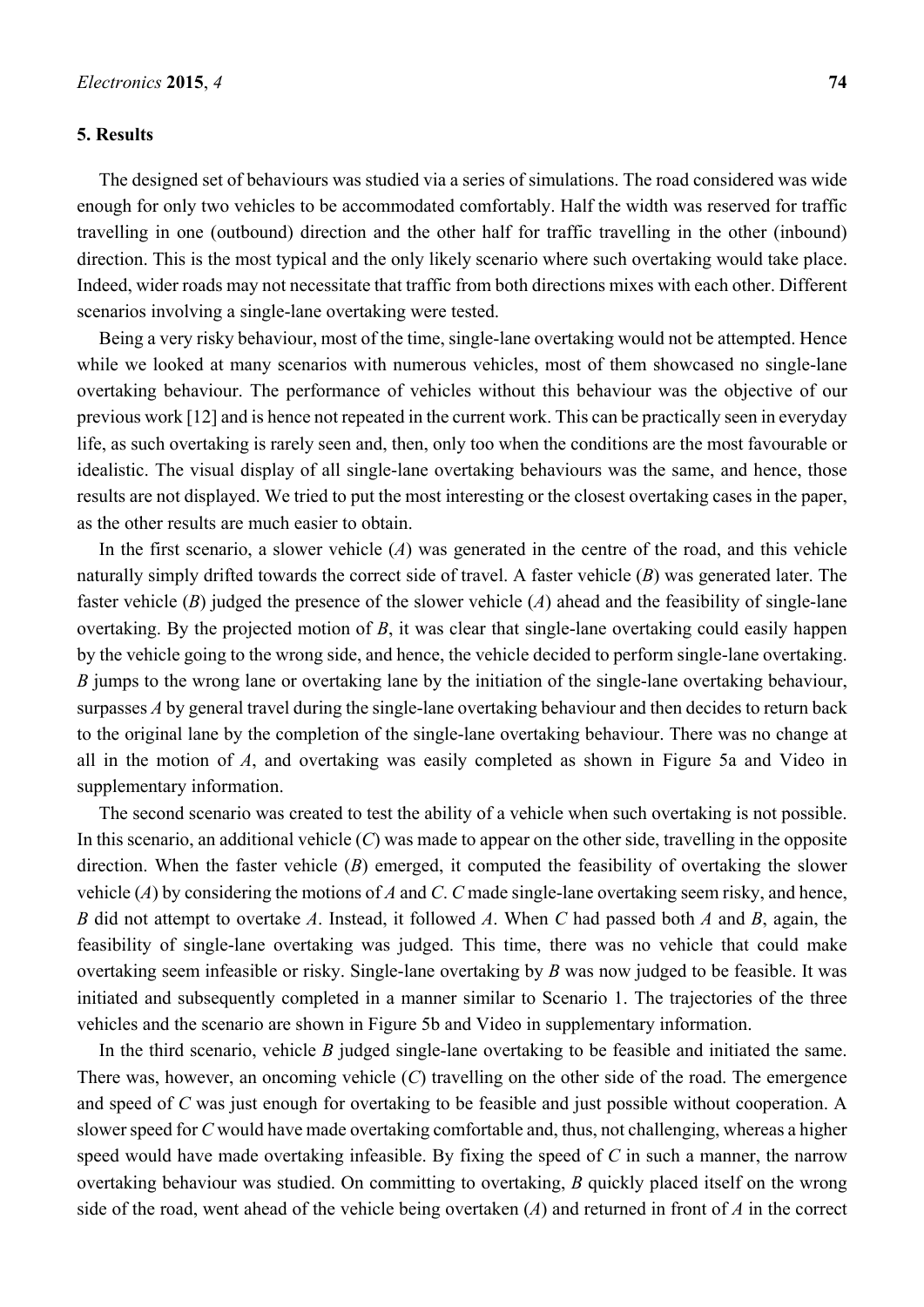## 5. Results

The designed set of behaviours was studied via a series of simulations. The road considered was wide enough for only two vehicles to be accommodated comfortably. Half the width was reserved for traffic travelling in one (outbound) direction and the other half for traffic travelling in the other (inbound) direction. This is the most typical and the only likely scenario where such overtaking would take place. Indeed, wider roads may not necessitate that traffic from both directions mixes with each other. Different scenarios involving a single-lane overtaking were tested.

Being a very risky behaviour, most of the time, single-lane overtaking would not be attempted. Hence while we looked at many scenarios with numerous vehicles, most of them showcased no single-lane overtaking behaviour. The performance of vehicles without this behaviour was the objective of our previous work [12] and is hence not repeated in the current work. This can be practically seen in everyday life, as such overtaking is rarely seen and, then, only too when the conditions are the most favourable or idealistic. The visual display of all single-lane overtaking behaviours was the same, and hence, those results are not displayed. We tried to put the most interesting or the closest overtaking cases in the paper, as the other results are much easier to obtain.

In the first scenario, a slower vehicle (*A*) was generated in the centre of the road, and this vehicle naturally simply drifted towards the correct side of travel. A faster vehicle (*B*) was generated later. The faster vehicle (*B*) judged the presence of the slower vehicle (*A*) ahead and the feasibility of single-lane overtaking. By the projected motion of *B*, it was clear that single-lane overtaking could easily happen by the vehicle going to the wrong side, and hence, the vehicle decided to perform single-lane overtaking. *B* jumps to the wrong lane or overtaking lane by the initiation of the single-lane overtaking behaviour, surpasses *A* by general travel during the single-lane overtaking behaviour and then decides to return back to the original lane by the completion of the single-lane overtaking behaviour. There was no change at all in the motion of *A*, and overtaking was easily completed as shown in Figure 5a and Video in supplementary information.

The second scenario was created to test the ability of a vehicle when such overtaking is not possible. In this scenario, an additional vehicle (*C*) was made to appear on the other side, travelling in the opposite direction. When the faster vehicle (*B*) emerged, it computed the feasibility of overtaking the slower vehicle (*A*) by considering the motions of *A* and *C*. *C* made single-lane overtaking seem risky, and hence, *B* did not attempt to overtake *A*. Instead, it followed *A*. When *C* had passed both *A* and *B*, again, the feasibility of single-lane overtaking was judged. This time, there was no vehicle that could make overtaking seem infeasible or risky. Single-lane overtaking by *B* was now judged to be feasible. It was initiated and subsequently completed in a manner similar to Scenario 1. The trajectories of the three vehicles and the scenario are shown in Figure 5b and Video in supplementary information.

In the third scenario, vehicle *B* judged single-lane overtaking to be feasible and initiated the same. There was, however, an oncoming vehicle (*C*) travelling on the other side of the road. The emergence and speed of *C* was just enough for overtaking to be feasible and just possible without cooperation. A slower speed for *C* would have made overtaking comfortable and, thus, not challenging, whereas a higher speed would have made overtaking infeasible. By fixing the speed of *C* in such a manner, the narrow overtaking behaviour was studied. On committing to overtaking, *B* quickly placed itself on the wrong side of the road, went ahead of the vehicle being overtaken (*A*) and returned in front of *A* in the correct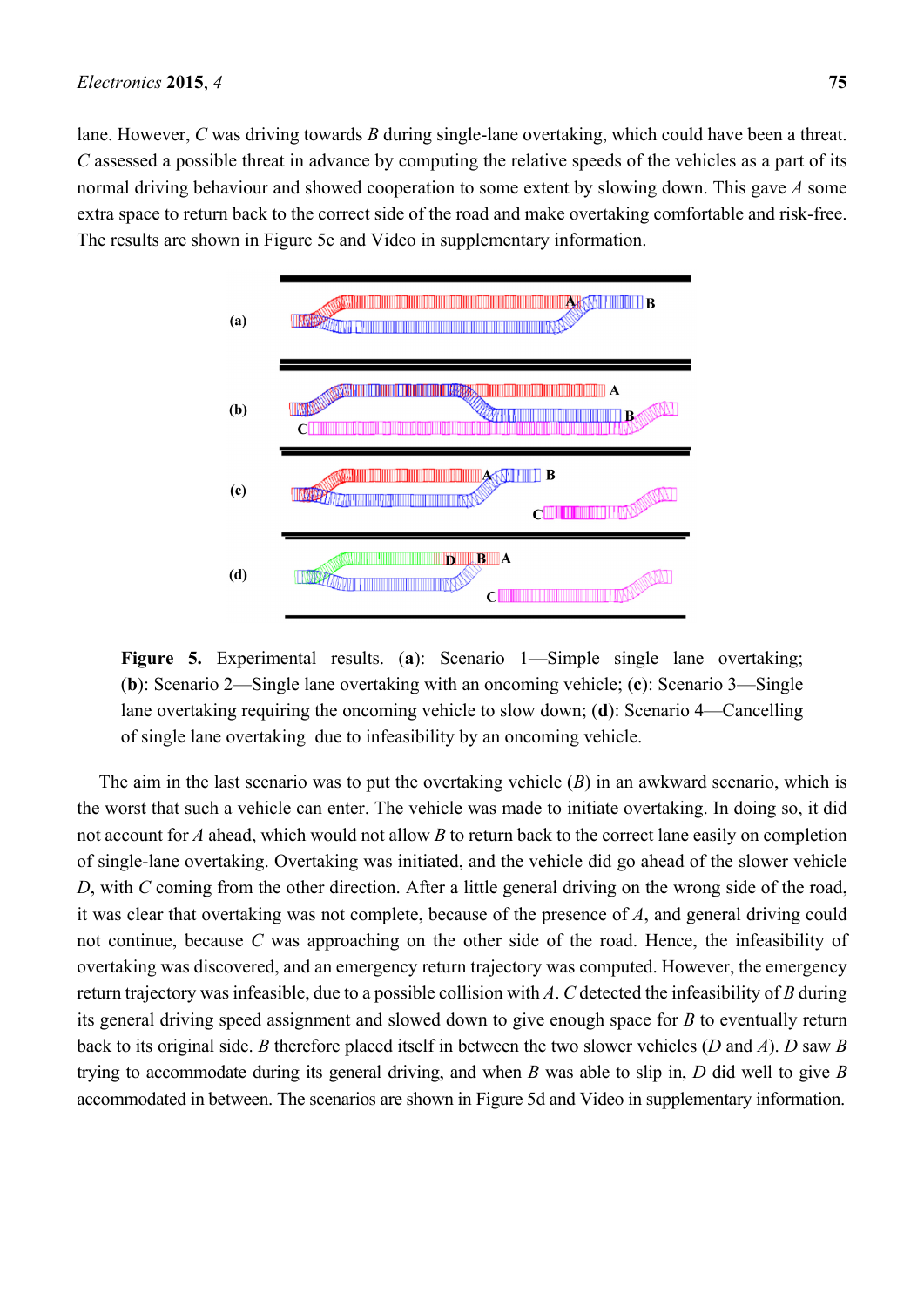lane. However, *C* was driving towards *B* during single-lane overtaking, which could have been a threat. *C* assessed a possible threat in advance by computing the relative speeds of the vehicles as a part of its normal driving behaviour and showed cooperation to some extent by slowing down. This gave *A* some extra space to return back to the correct side of the road and make overtaking comfortable and risk-free. The results are shown in Figure 5c and Video in supplementary information.

**Figure 5.** Experimental results. (**a**): Scenario 1—Simple single lane overtaking; (**b**): Scenario 2—Single lane overtaking with an oncoming vehicle; (**c**): Scenario 3—Single lane overtaking requiring the oncoming vehicle to slow down; (**d**): Scenario 4—Cancelling of single lane overtaking due to infeasibility by an oncoming vehicle.

The aim in the last scenario was to put the overtaking vehicle (*B*) in an awkward scenario, which is the worst that such a vehicle can enter. The vehicle was made to initiate overtaking. In doing so, it did not account for *A* ahead, which would not allow *B* to return back to the correct lane easily on completion of single-lane overtaking. Overtaking was initiated, and the vehicle did go ahead of the slower vehicle *D*, with *C* coming from the other direction. After a little general driving on the wrong side of the road, it was clear that overtaking was not complete, because of the presence of *A*, and general driving could not continue, because *C* was approaching on the other side of the road. Hence, the infeasibility of overtaking was discovered, and an emergency return trajectory was computed. However, the emergency return trajectory was infeasible, due to a possible collision with *A*. *C* detected the infeasibility of *B* during its general driving speed assignment and slowed down to give enough space for *B* to eventually return back to its original side. *B* therefore placed itself in between the two slower vehicles (*D* and *A*). *D* saw *B* trying to accommodate during its general driving, and when *B* was able to slip in, *D* did well to give *B* accommodated in between. The scenarios are shown in Figure 5d and Video in supplementary information.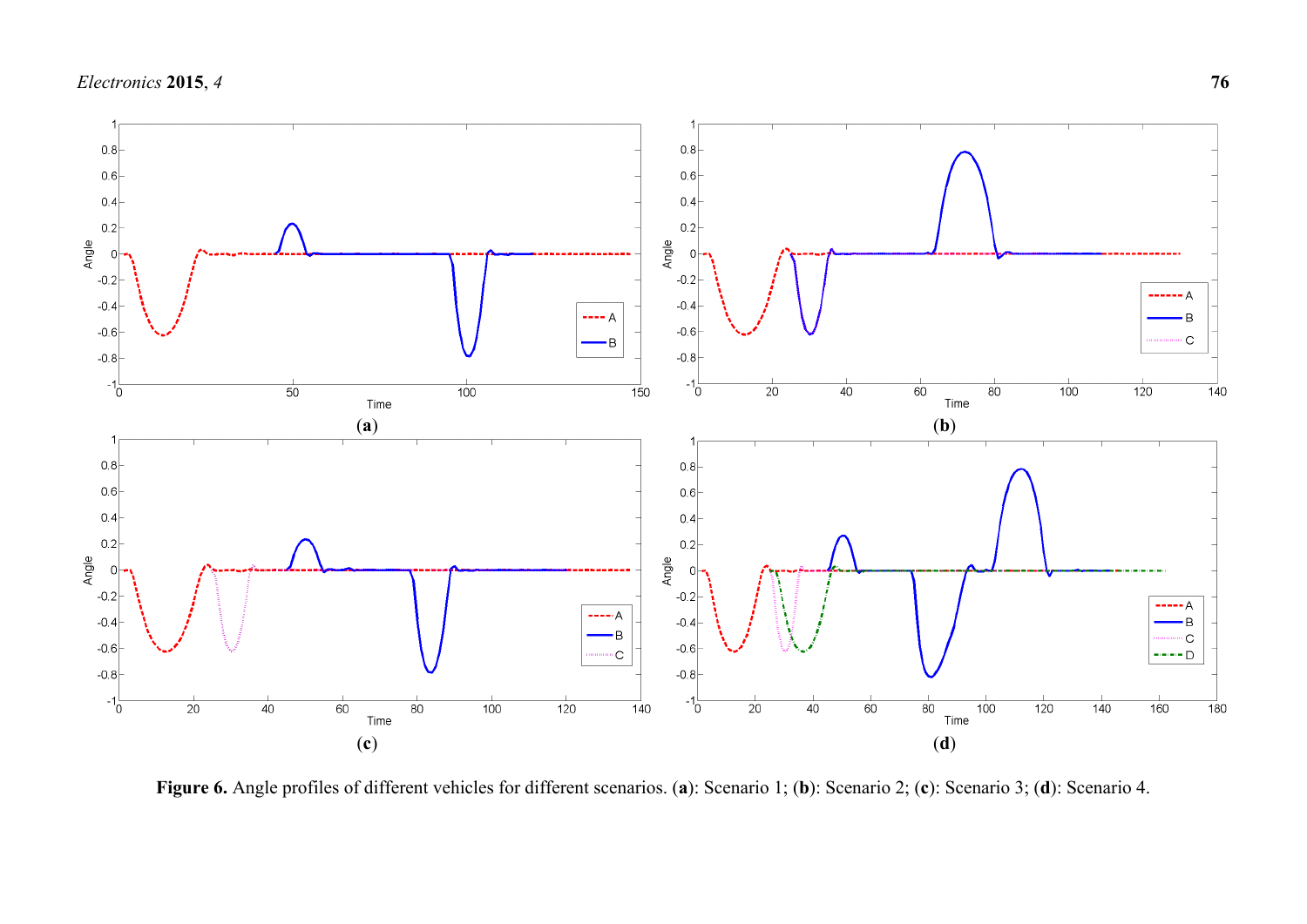(**a**)

(**b**)

(**c**)

(**d**)

**Figure 6.** Angle profiles of different vehicles for different scenarios. (**a**): Scenario 1; (**b**): Scenario 2; (**c**): Scenario 3; (**d**): Scenario 4.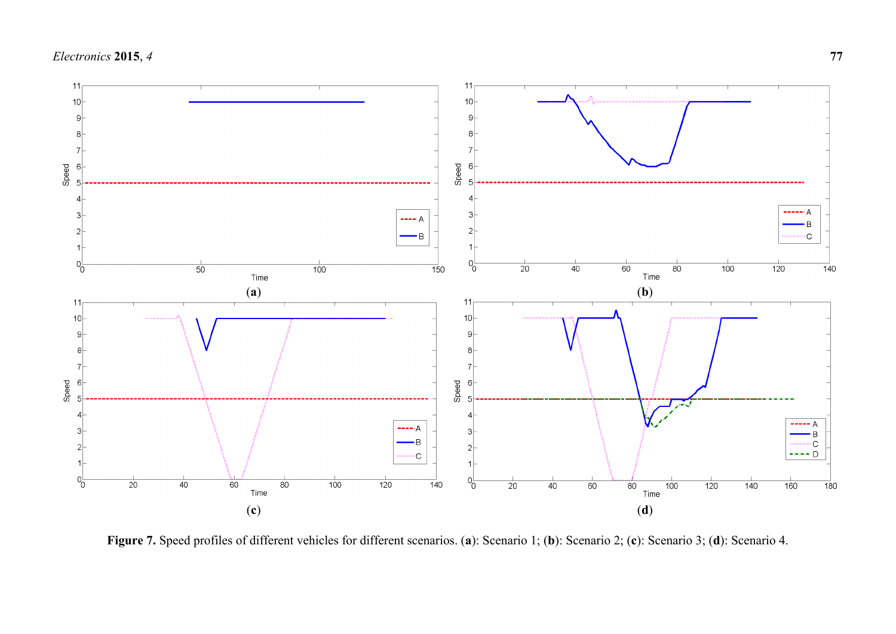**Figure 7.** Speed profiles of different vehicles for different scenarios. (**a**): Scenario 1; (**b**): Scenario 2; (**c**): Scenario 3; (**d**): Scenario 4.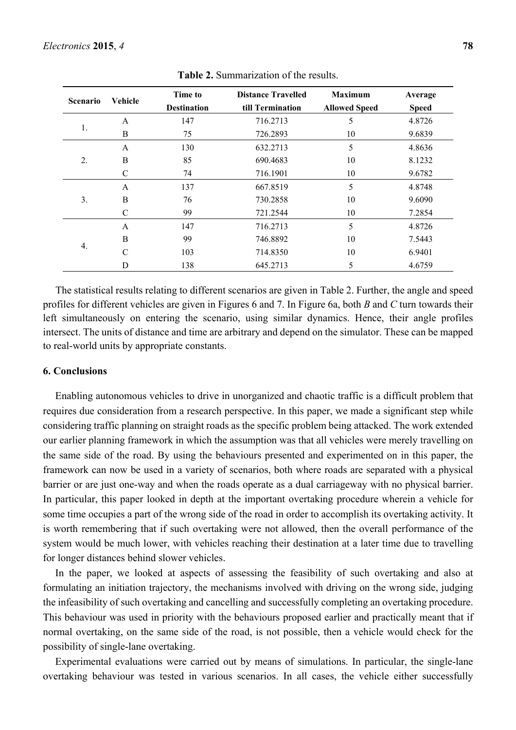**Table 2.** Summarization of the results.

| Scenario | Vehicle | Time to Destination | Distance Travelled till Termination | Maximum Allowed Speed | Average Speed |
|---|---|---|---|---|---|
| 1. | A | 147 | 716.2713 | 5 | 4.8726 |
| | B | 75 | 726.2893 | 10 | 9.6839 |
| 2. | A | 130 | 632.2713 | 5 | 4.8636 |
| | B | 85 | 690.4683 | 10 | 8.1232 |
| | C | 74 | 716.1901 | 10 | 9.6782 |
| 3. | A | 137 | 667.8519 | 5 | 4.8748 |
| | B | 76 | 730.2858 | 10 | 9.6090 |
| | C | 99 | 721.2544 | 10 | 7.2854 |
| 4. | A | 147 | 716.2713 | 5 | 4.8726 |
| | B | 99 | 746.8892 | 10 | 7.5443 |
| | C | 103 | 714.8350 | 10 | 6.9401 |
| | D | 138 | 645.2713 | 5 | 4.6759 |

The statistical results relating to different scenarios are given in Table 2. Further, the angle and speed profiles for different vehicles are given in Figures 6 and 7. In Figure 6a, both *B* and *C* turn towards their left simultaneously on entering the scenario, using similar dynamics. Hence, their angle profiles intersect. The units of distance and time are arbitrary and depend on the simulator. These can be mapped to real-world units by appropriate constants.

## 6. Conclusions

Enabling autonomous vehicles to drive in unorganized and chaotic traffic is a difficult problem that requires due consideration from a research perspective. In this paper, we made a significant step while considering traffic planning on straight roads as the specific problem being attacked. The work extended our earlier planning framework in which the assumption was that all vehicles were merely travelling on the same side of the road. By using the behaviours presented and experimented on in this paper, the framework can now be used in a variety of scenarios, both where roads are separated with a physical barrier or are just one-way and when the roads operate as a dual carriageway with no physical barrier. In particular, this paper looked in depth at the important overtaking procedure wherein a vehicle for some time occupies a part of the wrong side of the road in order to accomplish its overtaking activity. It is worth remembering that if such overtaking were not allowed, then the overall performance of the system would be much lower, with vehicles reaching their destination at a later time due to travelling for longer distances behind slower vehicles.

In the paper, we looked at aspects of assessing the feasibility of such overtaking and also at formulating an initiation trajectory, the mechanisms involved with driving on the wrong side, judging the infeasibility of such overtaking and cancelling and successfully completing an overtaking procedure. This behaviour was used in priority with the behaviours proposed earlier and practically meant that if normal overtaking, on the same side of the road, is not possible, then a vehicle would check for the possibility of single-lane overtaking.

Experimental evaluations were carried out by means of simulations. In particular, the single-lane overtaking behaviour was tested in various scenarios. In all cases, the vehicle either successfully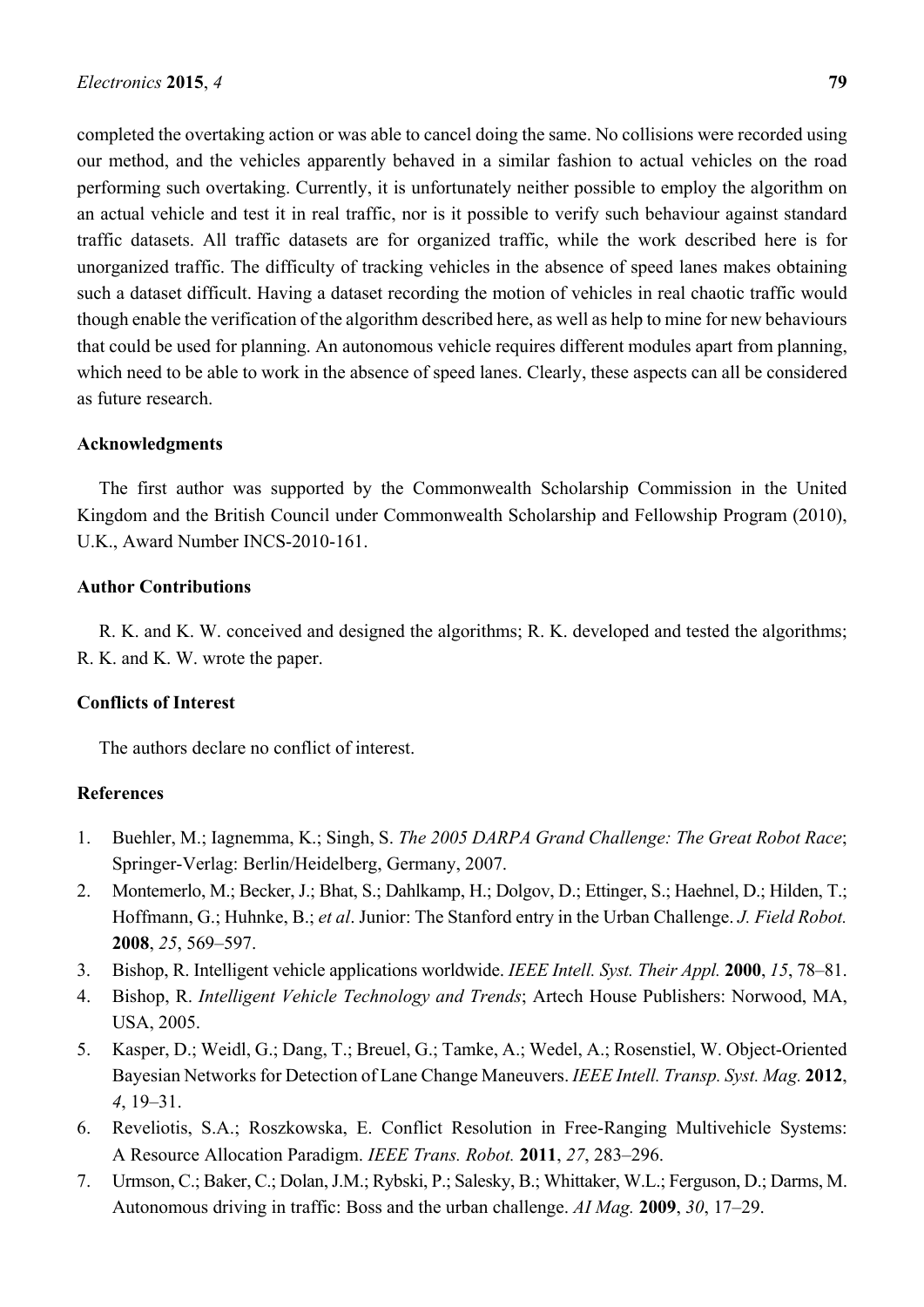completed the overtaking action or was able to cancel doing the same. No collisions were recorded using our method, and the vehicles apparently behaved in a similar fashion to actual vehicles on the road performing such overtaking. Currently, it is unfortunately neither possible to employ the algorithm on an actual vehicle and test it in real traffic, nor is it possible to verify such behaviour against standard traffic datasets. All traffic datasets are for organized traffic, while the work described here is for unorganized traffic. The difficulty of tracking vehicles in the absence of speed lanes makes obtaining such a dataset difficult. Having a dataset recording the motion of vehicles in real chaotic traffic would though enable the verification of the algorithm described here, as well as help to mine for new behaviours that could be used for planning. An autonomous vehicle requires different modules apart from planning, which need to be able to work in the absence of speed lanes. Clearly, these aspects can all be considered as future research.

## Acknowledgments

The first author was supported by the Commonwealth Scholarship Commission in the United Kingdom and the British Council under Commonwealth Scholarship and Fellowship Program (2010), U.K., Award Number INCS-2010-161.

## Author Contributions

R. K. and K. W. conceived and designed the algorithms; R. K. developed and tested the algorithms; R. K. and K. W. wrote the paper.

## Conflicts of Interest

The authors declare no conflict of interest.

## References

1. Buehler, M.; Iagnemma, K.; Singh, S. *The 2005 DARPA Grand Challenge: The Great Robot Race*; Springer-Verlag: Berlin/Heidelberg, Germany, 2007.
2. Montemerlo, M.; Becker, J.; Bhat, S.; Dahlkamp, H.; Dolgov, D.; Ettinger, S.; Haehnel, D.; Hilden, T.; Hoffmann, G.; Huhnke, B.; *et al*. Junior: The Stanford entry in the Urban Challenge. *J. Field Robot.* **2008**, *25*, 569–597.
3. Bishop, R. Intelligent vehicle applications worldwide. *IEEE Intell. Syst. Their Appl.* **2000**, *15*, 78–81.
4. Bishop, R. *Intelligent Vehicle Technology and Trends*; Artech House Publishers: Norwood, MA, USA, 2005.
5. Kasper, D.; Weidl, G.; Dang, T.; Breuel, G.; Tamke, A.; Wedel, A.; Rosenstiel, W. Object-Oriented Bayesian Networks for Detection of Lane Change Maneuvers. *IEEE Intell. Transp. Syst. Mag.* **2012**, *4*, 19–31.
6. Reveliotis, S.A.; Roszkowska, E. Conflict Resolution in Free-Ranging Multivehicle Systems: A Resource Allocation Paradigm. *IEEE Trans. Robot.* **2011**, *27*, 283–296.
7. Urmson, C.; Baker, C.; Dolan, J.M.; Rybski, P.; Salesky, B.; Whittaker, W.L.; Ferguson, D.; Darms, M. Autonomous driving in traffic: Boss and the urban challenge. *AI Mag.* **2009**, *30*, 17–29.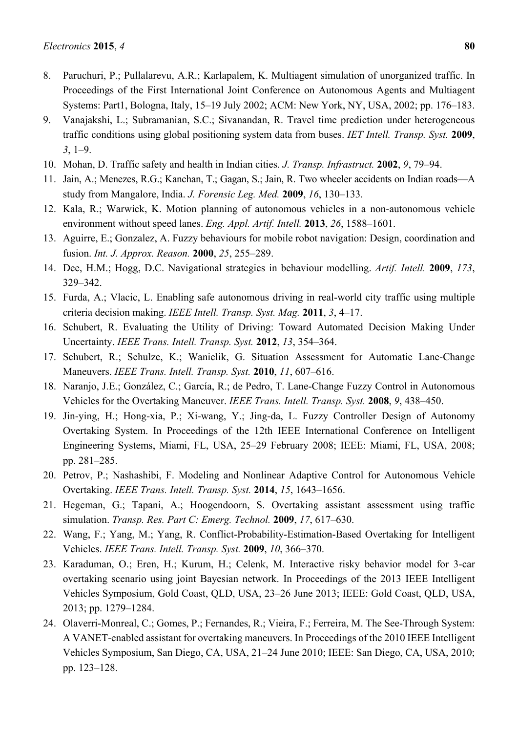8. Paruchuri, P.; Pullalarevu, A.R.; Karlapalem, K. Multiagent simulation of unorganized traffic. In Proceedings of the First International Joint Conference on Autonomous Agents and Multiagent Systems: Part1, Bologna, Italy, 15–19 July 2002; ACM: New York, NY, USA, 2002; pp. 176–183.
9. Vanajakshi, L.; Subramanian, S.C.; Sivanandan, R. Travel time prediction under heterogeneous traffic conditions using global positioning system data from buses. *IET Intell. Transp. Syst.* **2009**, *3*, 1–9.
10. Mohan, D. Traffic safety and health in Indian cities. *J. Transp. Infrastruct.* **2002**, *9*, 79–94.
11. Jain, A.; Menezes, R.G.; Kanchan, T.; Gagan, S.; Jain, R. Two wheeler accidents on Indian roads—A study from Mangalore, India. *J. Forensic Leg. Med.* **2009**, *16*, 130–133.
12. Kala, R.; Warwick, K. Motion planning of autonomous vehicles in a non-autonomous vehicle environment without speed lanes. *Eng. Appl. Artif. Intell.* **2013**, *26*, 1588–1601.
13. Aguirre, E.; Gonzalez, A. Fuzzy behaviours for mobile robot navigation: Design, coordination and fusion. *Int. J. Approx. Reason.* **2000**, *25*, 255–289.
14. Dee, H.M.; Hogg, D.C. Navigational strategies in behaviour modelling. *Artif. Intell.* **2009**, *173*, 329–342.
15. Furda, A.; Vlacic, L. Enabling safe autonomous driving in real-world city traffic using multiple criteria decision making. *IEEE Intell. Transp. Syst. Mag.* **2011**, *3*, 4–17.
16. Schubert, R. Evaluating the Utility of Driving: Toward Automated Decision Making Under Uncertainty. *IEEE Trans. Intell. Transp. Syst.* **2012**, *13*, 354–364.
17. Schubert, R.; Schulze, K.; Wanielik, G. Situation Assessment for Automatic Lane-Change Maneuvers. *IEEE Trans. Intell. Transp. Syst.* **2010**, *11*, 607–616.
18. Naranjo, J.E.; González, C.; García, R.; de Pedro, T. Lane-Change Fuzzy Control in Autonomous Vehicles for the Overtaking Maneuver. *IEEE Trans. Intell. Transp. Syst.* **2008**, *9*, 438–450.
19. Jin-ying, H.; Hong-xia, P.; Xi-wang, Y.; Jing-da, L. Fuzzy Controller Design of Autonomy Overtaking System. In Proceedings of the 12th IEEE International Conference on Intelligent Engineering Systems, Miami, FL, USA, 25–29 February 2008; IEEE: Miami, FL, USA, 2008; pp. 281–285.
20. Petrov, P.; Nashashibi, F. Modeling and Nonlinear Adaptive Control for Autonomous Vehicle Overtaking. *IEEE Trans. Intell. Transp. Syst.* **2014**, *15*, 1643–1656.
21. Hegeman, G.; Tapani, A.; Hoogendoorn, S. Overtaking assistant assessment using traffic simulation. *Transp. Res. Part C: Emerg. Technol.* **2009**, *17*, 617–630.
22. Wang, F.; Yang, M.; Yang, R. Conflict-Probability-Estimation-Based Overtaking for Intelligent Vehicles. *IEEE Trans. Intell. Transp. Syst.* **2009**, *10*, 366–370.
23. Karaduman, O.; Eren, H.; Kurum, H.; Celenk, M. Interactive risky behavior model for 3-car overtaking scenario using joint Bayesian network. In Proceedings of the 2013 IEEE Intelligent Vehicles Symposium, Gold Coast, QLD, USA, 23–26 June 2013; IEEE: Gold Coast, QLD, USA, 2013; pp. 1279–1284.
24. Olaverri-Monreal, C.; Gomes, P.; Fernandes, R.; Vieira, F.; Ferreira, M. The See-Through System: A VANET-enabled assistant for overtaking maneuvers. In Proceedings of the 2010 IEEE Intelligent Vehicles Symposium, San Diego, CA, USA, 21–24 June 2010; IEEE: San Diego, CA, USA, 2010; pp. 123–128.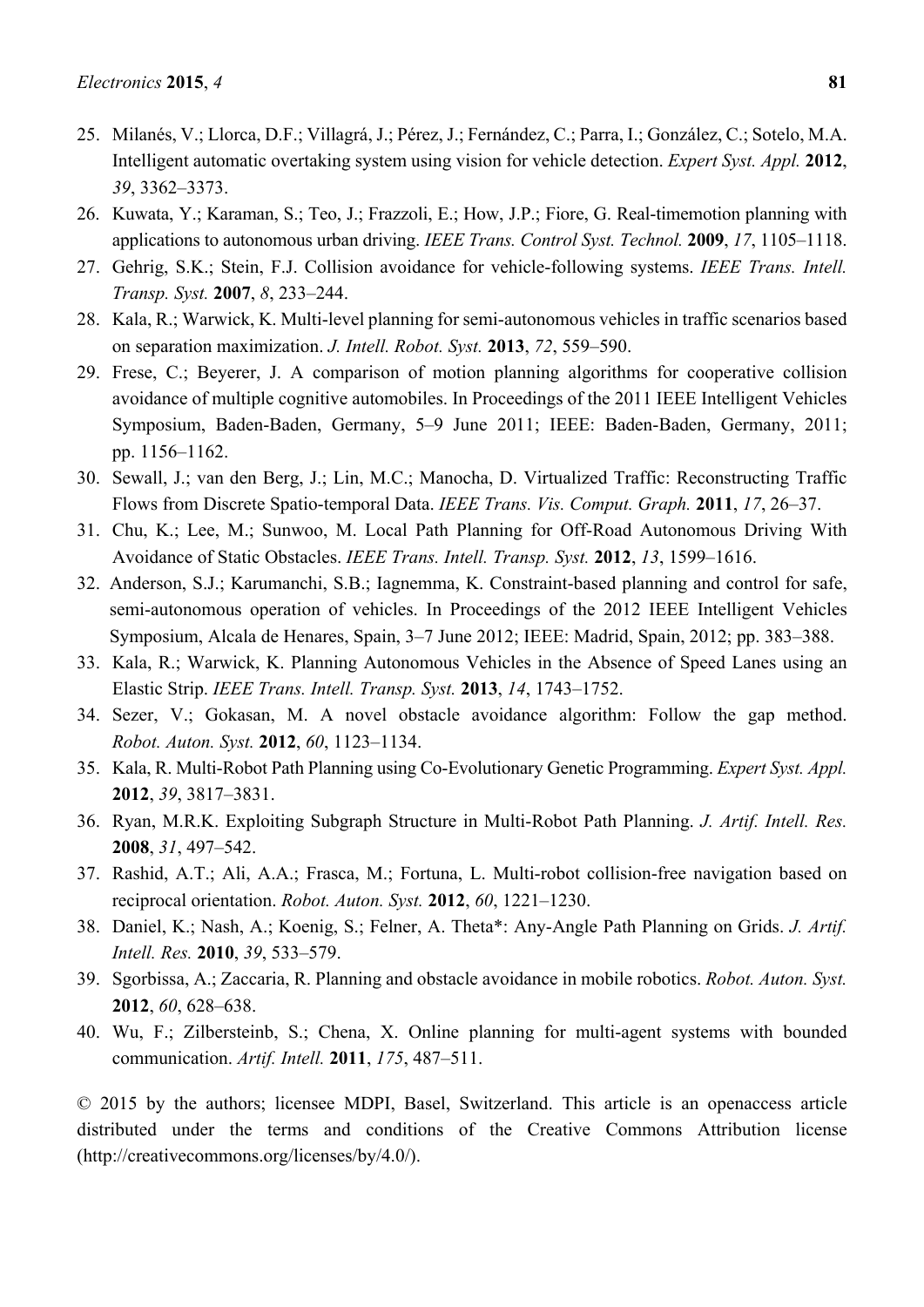25. Milanés, V.; Llorca, D.F.; Villagrá, J.; Pérez, J.; Fernández, C.; Parra, I.; González, C.; Sotelo, M.A. Intelligent automatic overtaking system using vision for vehicle detection. *Expert Syst. Appl.* **2012**, *39*, 3362–3373.
26. Kuwata, Y.; Karaman, S.; Teo, J.; Frazzoli, E.; How, J.P.; Fiore, G. Real-timemotion planning with applications to autonomous urban driving. *IEEE Trans. Control Syst. Technol.* **2009**, *17*, 1105–1118.
27. Gehrig, S.K.; Stein, F.J. Collision avoidance for vehicle-following systems. *IEEE Trans. Intell. Transp. Syst.* **2007**, *8*, 233–244.
28. Kala, R.; Warwick, K. Multi-level planning for semi-autonomous vehicles in traffic scenarios based on separation maximization. *J. Intell. Robot. Syst.* **2013**, *72*, 559–590.
29. Frese, C.; Beyerer, J. A comparison of motion planning algorithms for cooperative collision avoidance of multiple cognitive automobiles. In Proceedings of the 2011 IEEE Intelligent Vehicles Symposium, Baden-Baden, Germany, 5–9 June 2011; IEEE: Baden-Baden, Germany, 2011; pp. 1156–1162.
30. Sewall, J.; van den Berg, J.; Lin, M.C.; Manocha, D. Virtualized Traffic: Reconstructing Traffic Flows from Discrete Spatio-temporal Data. *IEEE Trans. Vis. Comput. Graph.* **2011**, *17*, 26–37.
31. Chu, K.; Lee, M.; Sunwoo, M. Local Path Planning for Off-Road Autonomous Driving With Avoidance of Static Obstacles. *IEEE Trans. Intell. Transp. Syst.* **2012**, *13*, 1599–1616.
32. Anderson, S.J.; Karumanchi, S.B.; Iagnemma, K. Constraint-based planning and control for safe, semi-autonomous operation of vehicles. In Proceedings of the 2012 IEEE Intelligent Vehicles Symposium, Alcala de Henares, Spain, 3–7 June 2012; IEEE: Madrid, Spain, 2012; pp. 383–388.
33. Kala, R.; Warwick, K. Planning Autonomous Vehicles in the Absence of Speed Lanes using an Elastic Strip. *IEEE Trans. Intell. Transp. Syst.* **2013**, *14*, 1743–1752.
34. Sezer, V.; Gokasan, M. A novel obstacle avoidance algorithm: Follow the gap method. *Robot. Auton. Syst.* **2012**, *60*, 1123–1134.
35. Kala, R. Multi-Robot Path Planning using Co-Evolutionary Genetic Programming. *Expert Syst. Appl.* **2012**, *39*, 3817–3831.
36. Ryan, M.R.K. Exploiting Subgraph Structure in Multi-Robot Path Planning. *J. Artif. Intell. Res.* **2008**, *31*, 497–542.
37. Rashid, A.T.; Ali, A.A.; Frasca, M.; Fortuna, L. Multi-robot collision-free navigation based on reciprocal orientation. *Robot. Auton. Syst.* **2012**, *60*, 1221–1230.
38. Daniel, K.; Nash, A.; Koenig, S.; Felner, A. Theta*: Any-Angle Path Planning on Grids. *J. Artif. Intell. Res.* **2010**, *39*, 533–579.
39. Sgorbissa, A.; Zaccaria, R. Planning and obstacle avoidance in mobile robotics. *Robot. Auton. Syst.* **2012**, *60*, 628–638.
40. Wu, F.; Zilbersteinb, S.; Chena, X. Online planning for multi-agent systems with bounded communication. *Artif. Intell.* **2011**, *175*, 487–511.

© 2015 by the authors; licensee MDPI, Basel, Switzerland. This article is an openaccess article distributed under the terms and conditions of the Creative Commons Attribution license (http://creativecommons.org/licenses/by/4.0/).